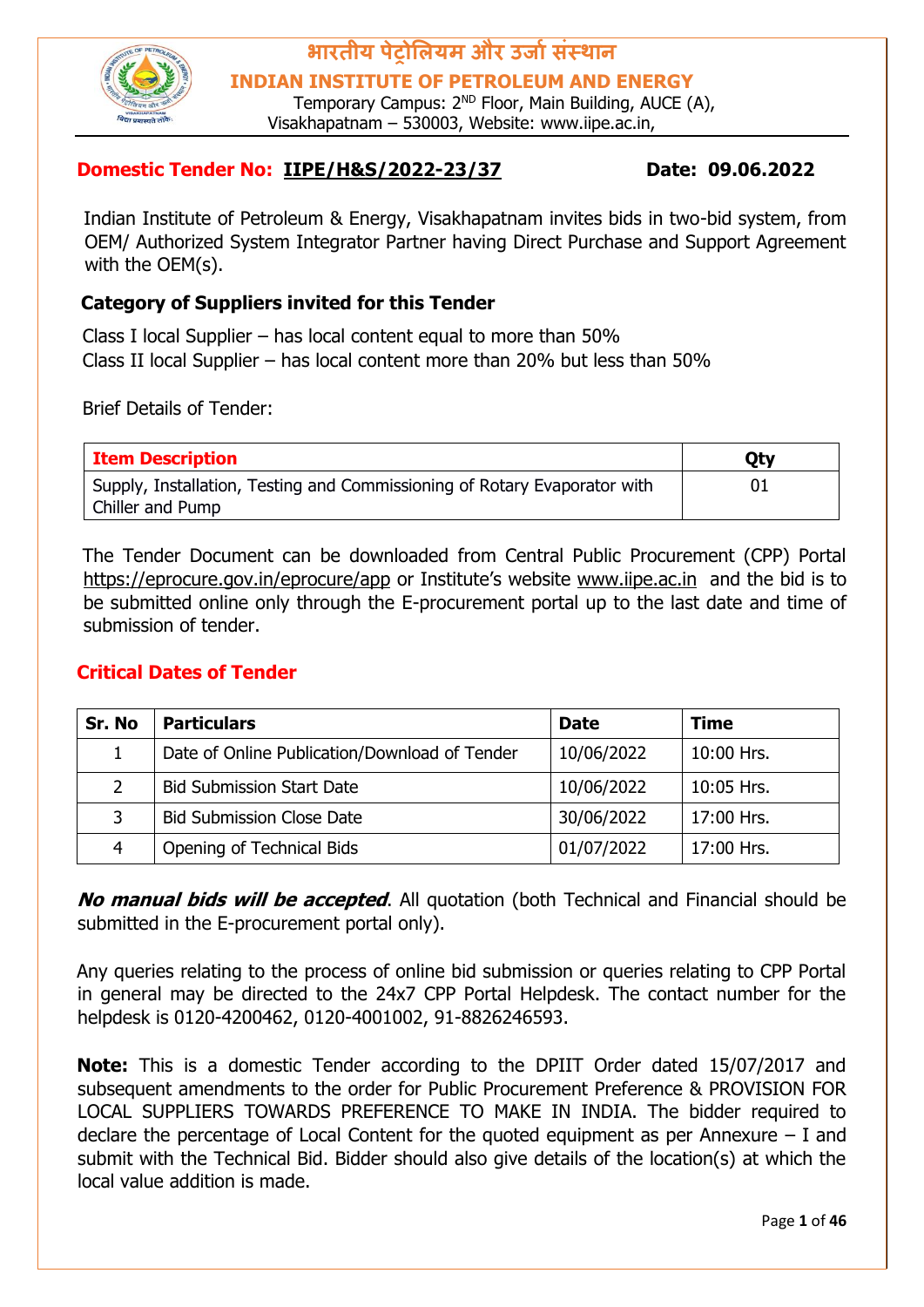# भारतीय पेट्रोलियम और उर्जा संस्थान

## INDIAN INSTITUTE OF PETROLEUM AND ENERGY

Temporary Campus: 2ND Floor, Main Building, AUCE (A), Visakhapatnam – 530003, Website: www.iipe.ac.in,

**Domestic Tender No: IIPE/H&S/2022-23/37** **Date: 09.06.2022**

Indian Institute of Petroleum & Energy, Visakhapatnam invites bids in two-bid system, from OEM/ Authorized System Integrator Partner having Direct Purchase and Support Agreement with the OEM(s).

**Category of Suppliers invited for this Tender**

Class I local Supplier – has local content equal to more than 50%
Class II local Supplier – has local content more than 20% but less than 50%

Brief Details of Tender:

| Item Description | Qty |
|---|---|
| Supply, Installation, Testing and Commissioning of Rotary Evaporator with Chiller and Pump | 01 |

The Tender Document can be downloaded from Central Public Procurement (CPP) Portal https://eprocure.gov.in/eprocure/app or Institute's website www.iipe.ac.in and the bid is to be submitted online only through the E-procurement portal up to the last date and time of submission of tender.

## Critical Dates of Tender

| Sr. No | Particulars | Date | Time |
|---|---|---|---|
| 1 | Date of Online Publication/Download of Tender | 10/06/2022 | 10:00 Hrs. |
| 2 | Bid Submission Start Date | 10/06/2022 | 10:05 Hrs. |
| 3 | Bid Submission Close Date | 30/06/2022 | 17:00 Hrs. |
| 4 | Opening of Technical Bids | 01/07/2022 | 17:00 Hrs. |

***No manual bids will be accepted***. All quotation (both Technical and Financial should be submitted in the E-procurement portal only).

Any queries relating to the process of online bid submission or queries relating to CPP Portal in general may be directed to the 24x7 CPP Portal Helpdesk. The contact number for the helpdesk is 0120-4200462, 0120-4001002, 91-8826246593.

**Note:** This is a domestic Tender according to the DPIIT Order dated 15/07/2017 and subsequent amendments to the order for Public Procurement Preference & PROVISION FOR LOCAL SUPPLIERS TOWARDS PREFERENCE TO MAKE IN INDIA. The bidder required to declare the percentage of Local Content for the quoted equipment as per Annexure – I and submit with the Technical Bid. Bidder should also give details of the location(s) at which the local value addition is made.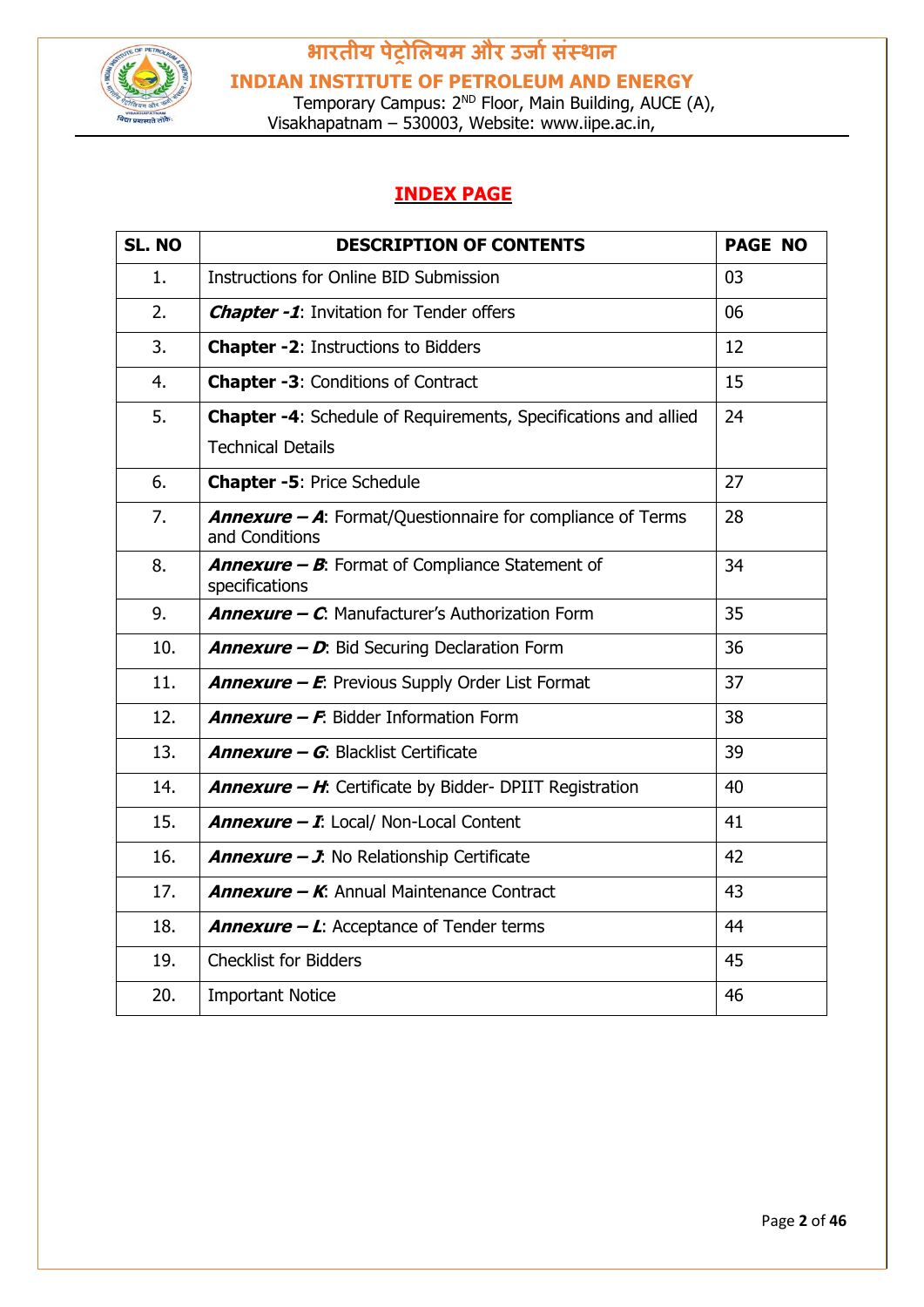# INDEX PAGE

| SL. NO | DESCRIPTION OF CONTENTS | PAGE NO |
|---|---|---|
| 1. | Instructions for Online BID Submission | 03 |
| 2. | ***Chapter -1***: Invitation for Tender offers | 06 |
| 3. | **Chapter -2**: Instructions to Bidders | 12 |
| 4. | **Chapter -3**: Conditions of Contract | 15 |
| 5. | **Chapter -4**: Schedule of Requirements, Specifications and allied Technical Details | 24 |
| 6. | **Chapter -5**: Price Schedule | 27 |
| 7. | ***Annexure – A***: Format/Questionnaire for compliance of Terms and Conditions | 28 |
| 8. | ***Annexure – B***: Format of Compliance Statement of specifications | 34 |
| 9. | ***Annexure – C***: Manufacturer's Authorization Form | 35 |
| 10. | ***Annexure – D***: Bid Securing Declaration Form | 36 |
| 11. | ***Annexure – E***: Previous Supply Order List Format | 37 |
| 12. | ***Annexure – F***: Bidder Information Form | 38 |
| 13. | ***Annexure – G***: Blacklist Certificate | 39 |
| 14. | ***Annexure – H***: Certificate by Bidder- DPIIT Registration | 40 |
| 15. | ***Annexure – I***: Local/ Non-Local Content | 41 |
| 16. | ***Annexure – J***: No Relationship Certificate | 42 |
| 17. | ***Annexure – K***: Annual Maintenance Contract | 43 |
| 18. | ***Annexure – L***: Acceptance of Tender terms | 44 |
| 19. | Checklist for Bidders | 45 |
| 20. | Important Notice | 46 |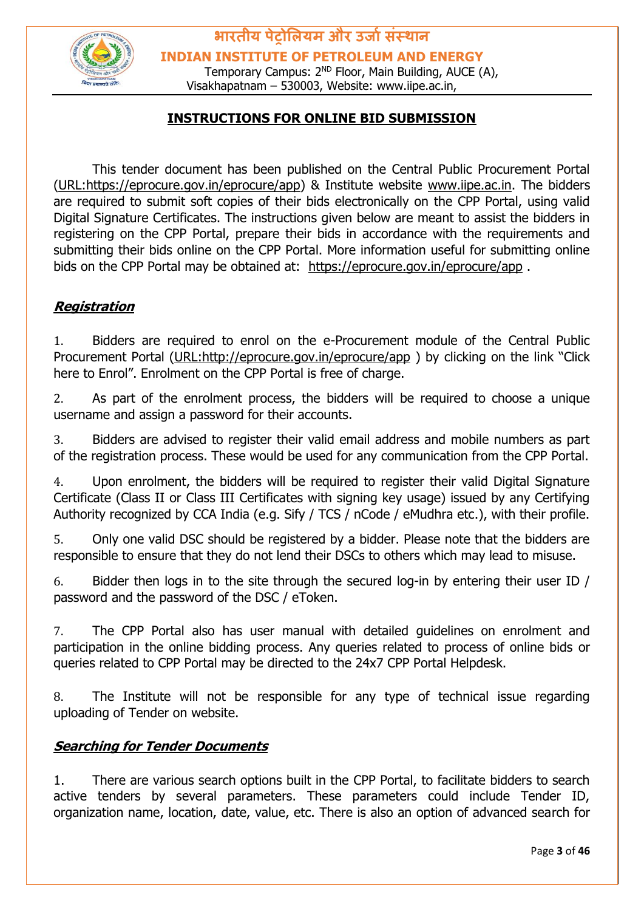# INSTRUCTIONS FOR ONLINE BID SUBMISSION

This tender document has been published on the Central Public Procurement Portal (URL:https://eprocure.gov.in/eprocure/app) & Institute website www.iipe.ac.in. The bidders are required to submit soft copies of their bids electronically on the CPP Portal, using valid Digital Signature Certificates. The instructions given below are meant to assist the bidders in registering on the CPP Portal, prepare their bids in accordance with the requirements and submitting their bids online on the CPP Portal. More information useful for submitting online bids on the CPP Portal may be obtained at: https://eprocure.gov.in/eprocure/app .

## ***Registration***

1. Bidders are required to enrol on the e-Procurement module of the Central Public Procurement Portal (URL:http://eprocure.gov.in/eprocure/app ) by clicking on the link "Click here to Enrol". Enrolment on the CPP Portal is free of charge.

2. As part of the enrolment process, the bidders will be required to choose a unique username and assign a password for their accounts.

3. Bidders are advised to register their valid email address and mobile numbers as part of the registration process. These would be used for any communication from the CPP Portal.

4. Upon enrolment, the bidders will be required to register their valid Digital Signature Certificate (Class II or Class III Certificates with signing key usage) issued by any Certifying Authority recognized by CCA India (e.g. Sify / TCS / nCode / eMudhra etc.), with their profile.

5. Only one valid DSC should be registered by a bidder. Please note that the bidders are responsible to ensure that they do not lend their DSCs to others which may lead to misuse.

6. Bidder then logs in to the site through the secured log-in by entering their user ID / password and the password of the DSC / eToken.

7. The CPP Portal also has user manual with detailed guidelines on enrolment and participation in the online bidding process. Any queries related to process of online bids or queries related to CPP Portal may be directed to the 24x7 CPP Portal Helpdesk.

8. The Institute will not be responsible for any type of technical issue regarding uploading of Tender on website.

## ***Searching for Tender Documents***

1. There are various search options built in the CPP Portal, to facilitate bidders to search active tenders by several parameters. These parameters could include Tender ID, organization name, location, date, value, etc. There is also an option of advanced search for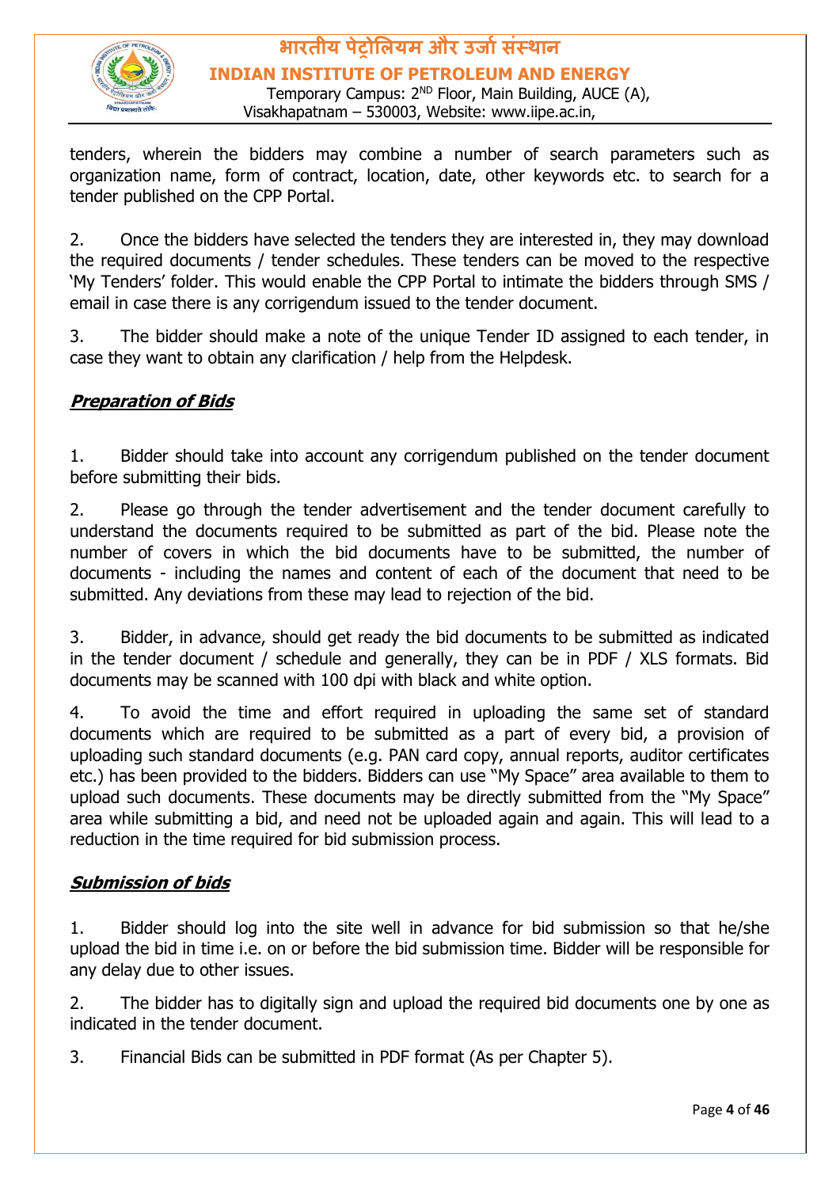tenders, wherein the bidders may combine a number of search parameters such as organization name, form of contract, location, date, other keywords etc. to search for a tender published on the CPP Portal.

2. Once the bidders have selected the tenders they are interested in, they may download the required documents / tender schedules. These tenders can be moved to the respective 'My Tenders' folder. This would enable the CPP Portal to intimate the bidders through SMS / email in case there is any corrigendum issued to the tender document.

3. The bidder should make a note of the unique Tender ID assigned to each tender, in case they want to obtain any clarification / help from the Helpdesk.

***Preparation of Bids***

1. Bidder should take into account any corrigendum published on the tender document before submitting their bids.

2. Please go through the tender advertisement and the tender document carefully to understand the documents required to be submitted as part of the bid. Please note the number of covers in which the bid documents have to be submitted, the number of documents - including the names and content of each of the document that need to be submitted. Any deviations from these may lead to rejection of the bid.

3. Bidder, in advance, should get ready the bid documents to be submitted as indicated in the tender document / schedule and generally, they can be in PDF / XLS formats. Bid documents may be scanned with 100 dpi with black and white option.

4. To avoid the time and effort required in uploading the same set of standard documents which are required to be submitted as a part of every bid, a provision of uploading such standard documents (e.g. PAN card copy, annual reports, auditor certificates etc.) has been provided to the bidders. Bidders can use "My Space" area available to them to upload such documents. These documents may be directly submitted from the "My Space" area while submitting a bid, and need not be uploaded again and again. This will lead to a reduction in the time required for bid submission process.

***Submission of bids***

1. Bidder should log into the site well in advance for bid submission so that he/she upload the bid in time i.e. on or before the bid submission time. Bidder will be responsible for any delay due to other issues.

2. The bidder has to digitally sign and upload the required bid documents one by one as indicated in the tender document.

3. Financial Bids can be submitted in PDF format (As per Chapter 5).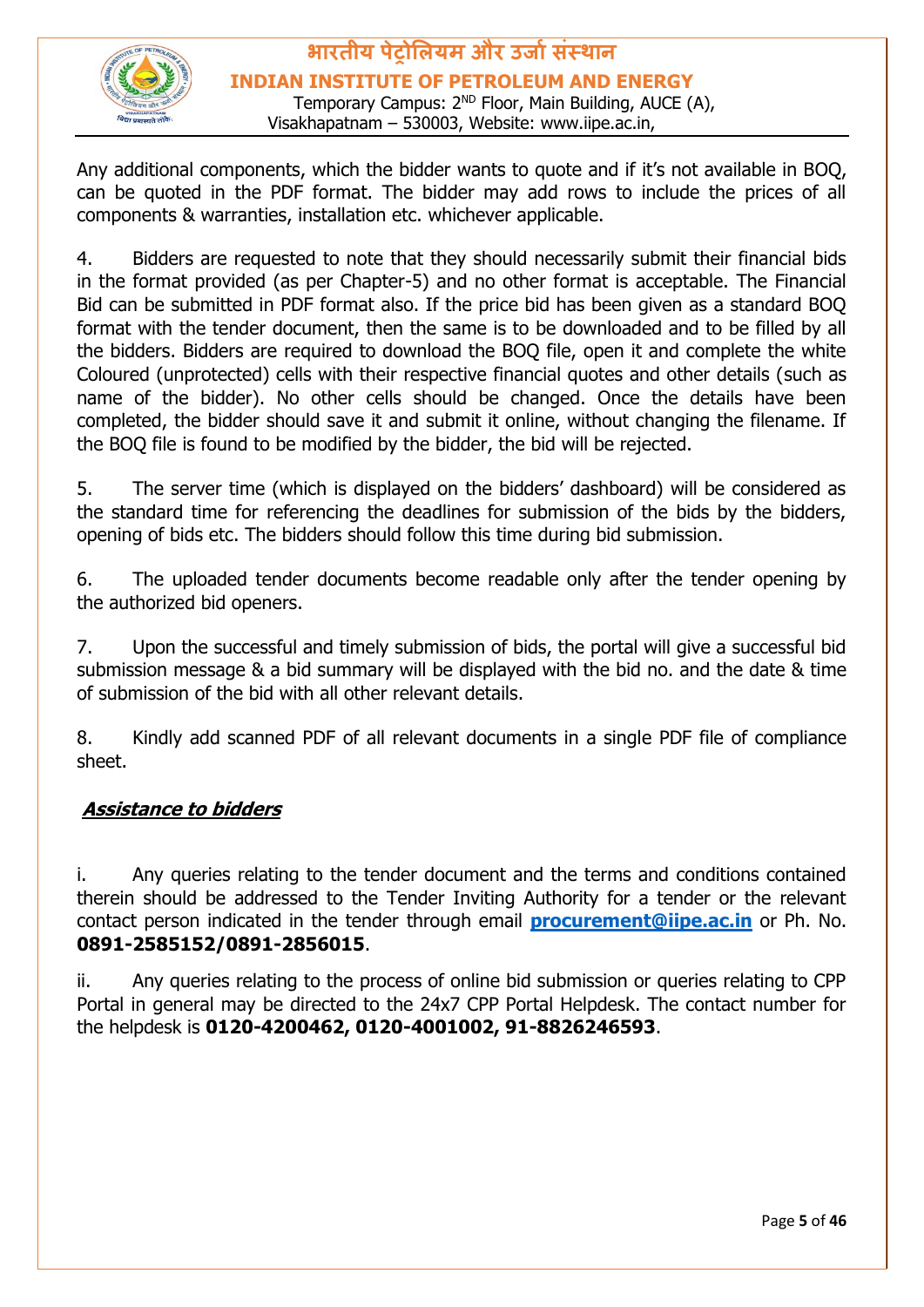Any additional components, which the bidder wants to quote and if it's not available in BOQ, can be quoted in the PDF format. The bidder may add rows to include the prices of all components & warranties, installation etc. whichever applicable.

4. Bidders are requested to note that they should necessarily submit their financial bids in the format provided (as per Chapter-5) and no other format is acceptable. The Financial Bid can be submitted in PDF format also. If the price bid has been given as a standard BOQ format with the tender document, then the same is to be downloaded and to be filled by all the bidders. Bidders are required to download the BOQ file, open it and complete the white Coloured (unprotected) cells with their respective financial quotes and other details (such as name of the bidder). No other cells should be changed. Once the details have been completed, the bidder should save it and submit it online, without changing the filename. If the BOQ file is found to be modified by the bidder, the bid will be rejected.

5. The server time (which is displayed on the bidders' dashboard) will be considered as the standard time for referencing the deadlines for submission of the bids by the bidders, opening of bids etc. The bidders should follow this time during bid submission.

6. The uploaded tender documents become readable only after the tender opening by the authorized bid openers.

7. Upon the successful and timely submission of bids, the portal will give a successful bid submission message & a bid summary will be displayed with the bid no. and the date & time of submission of the bid with all other relevant details.

8. Kindly add scanned PDF of all relevant documents in a single PDF file of compliance sheet.

***Assistance to bidders***

i. Any queries relating to the tender document and the terms and conditions contained therein should be addressed to the Tender Inviting Authority for a tender or the relevant contact person indicated in the tender through email **procurement@iipe.ac.in** or Ph. No. **0891-2585152/0891-2856015**.

ii. Any queries relating to the process of online bid submission or queries relating to CPP Portal in general may be directed to the 24x7 CPP Portal Helpdesk. The contact number for the helpdesk is **0120-4200462, 0120-4001002, 91-8826246593**.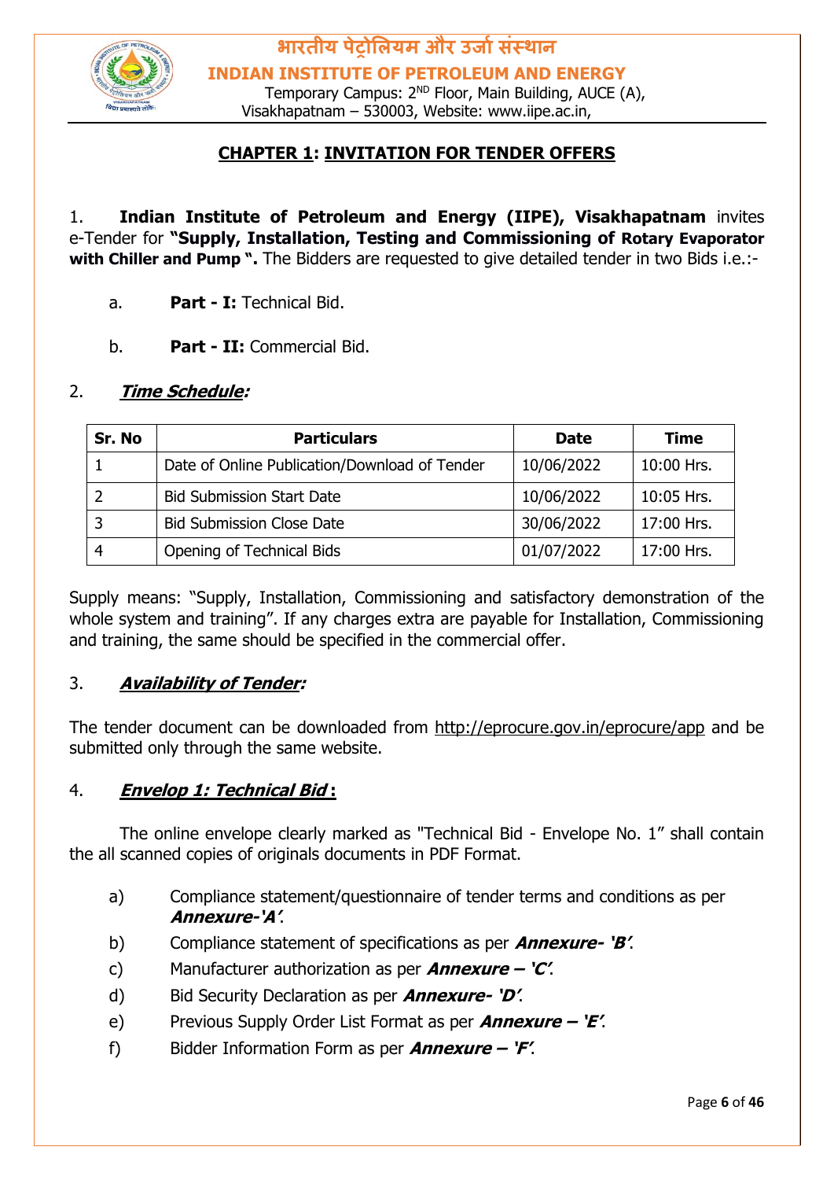## CHAPTER 1: INVITATION FOR TENDER OFFERS

1. **Indian Institute of Petroleum and Energy (IIPE), Visakhapatnam** invites e-Tender for **"Supply, Installation, Testing and Commissioning of Rotary Evaporator with Chiller and Pump ".** The Bidders are requested to give detailed tender in two Bids i.e.:-

   a. **Part - I:** Technical Bid.

   b. **Part - II:** Commercial Bid.

2. ***Time Schedule:***

| Sr. No | Particulars | Date | Time |
|---|---|---|---|
| 1 | Date of Online Publication/Download of Tender | 10/06/2022 | 10:00 Hrs. |
| 2 | Bid Submission Start Date | 10/06/2022 | 10:05 Hrs. |
| 3 | Bid Submission Close Date | 30/06/2022 | 17:00 Hrs. |
| 4 | Opening of Technical Bids | 01/07/2022 | 17:00 Hrs. |

Supply means: "Supply, Installation, Commissioning and satisfactory demonstration of the whole system and training". If any charges extra are payable for Installation, Commissioning and training, the same should be specified in the commercial offer.

3. ***Availability of Tender:***

The tender document can be downloaded from http://eprocure.gov.in/eprocure/app and be submitted only through the same website.

4. ***Envelop 1: Technical Bid*** **:**

The online envelope clearly marked as "Technical Bid - Envelope No. 1" shall contain the all scanned copies of originals documents in PDF Format.

a) Compliance statement/questionnaire of tender terms and conditions as per ***Annexure-'A'***.

b) Compliance statement of specifications as per ***Annexure- 'B'***.

c) Manufacturer authorization as per ***Annexure – 'C'***.

d) Bid Security Declaration as per ***Annexure- 'D'***.

e) Previous Supply Order List Format as per ***Annexure – 'E'***.

f) Bidder Information Form as per ***Annexure – 'F'***.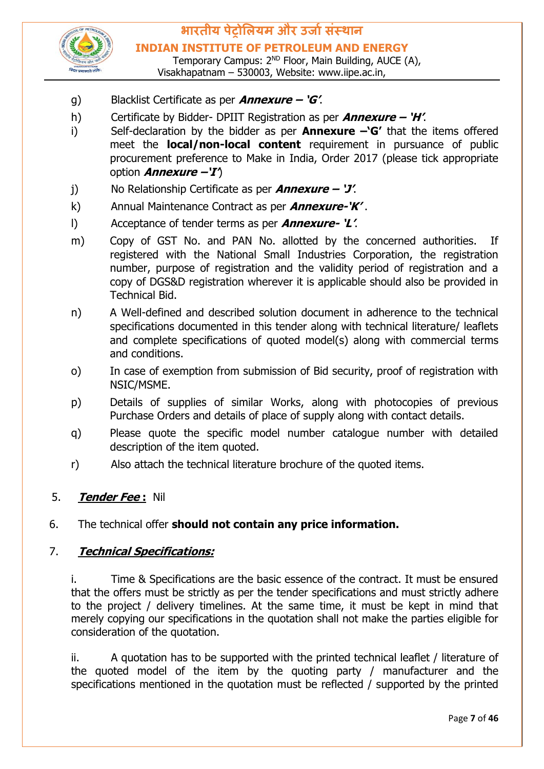g) Blacklist Certificate as per ***Annexure – 'G'***.

h) Certificate by Bidder- DPIIT Registration as per ***Annexure – 'H'***.

i) Self-declaration by the bidder as per **Annexure –'G'** that the items offered meet the **local/non-local content** requirement in pursuance of public procurement preference to Make in India, Order 2017 (please tick appropriate option ***Annexure –'I'***)

j) No Relationship Certificate as per ***Annexure – 'J'***.

k) Annual Maintenance Contract as per ***Annexure-'K'*** .

l) Acceptance of tender terms as per ***Annexure- 'L'***.

m) Copy of GST No. and PAN No. allotted by the concerned authorities. If registered with the National Small Industries Corporation, the registration number, purpose of registration and the validity period of registration and a copy of DGS&D registration wherever it is applicable should also be provided in Technical Bid.

n) A Well-defined and described solution document in adherence to the technical specifications documented in this tender along with technical literature/ leaflets and complete specifications of quoted model(s) along with commercial terms and conditions.

o) In case of exemption from submission of Bid security, proof of registration with NSIC/MSME.

p) Details of supplies of similar Works, along with photocopies of previous Purchase Orders and details of place of supply along with contact details.

q) Please quote the specific model number catalogue number with detailed description of the item quoted.

r) Also attach the technical literature brochure of the quoted items.

5. ***Tender Fee*** **:** Nil

6. The technical offer **should not contain any price information.**

7. ***Technical Specifications:***

i. Time & Specifications are the basic essence of the contract. It must be ensured that the offers must be strictly as per the tender specifications and must strictly adhere to the project / delivery timelines. At the same time, it must be kept in mind that merely copying our specifications in the quotation shall not make the parties eligible for consideration of the quotation.

ii. A quotation has to be supported with the printed technical leaflet / literature of the quoted model of the item by the quoting party / manufacturer and the specifications mentioned in the quotation must be reflected / supported by the printed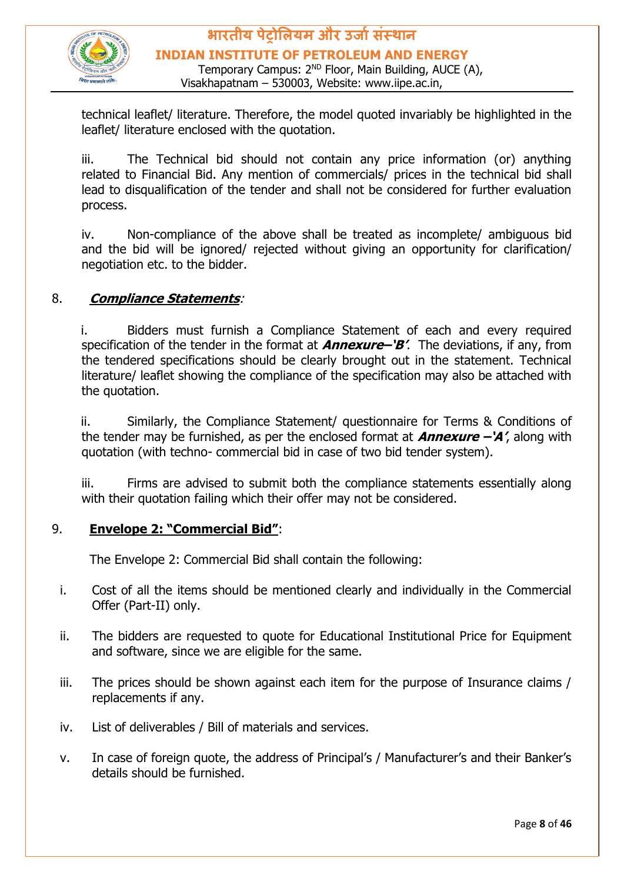technical leaflet/ literature. Therefore, the model quoted invariably be highlighted in the leaflet/ literature enclosed with the quotation.

iii. The Technical bid should not contain any price information (or) anything related to Financial Bid. Any mention of commercials/ prices in the technical bid shall lead to disqualification of the tender and shall not be considered for further evaluation process.

iv. Non-compliance of the above shall be treated as incomplete/ ambiguous bid and the bid will be ignored/ rejected without giving an opportunity for clarification/ negotiation etc. to the bidder.

8. ***Compliance Statements***:

i. Bidders must furnish a Compliance Statement of each and every required specification of the tender in the format at ***Annexure–'B'***. The deviations, if any, from the tendered specifications should be clearly brought out in the statement. Technical literature/ leaflet showing the compliance of the specification may also be attached with the quotation.

ii. Similarly, the Compliance Statement/ questionnaire for Terms & Conditions of the tender may be furnished, as per the enclosed format at ***Annexure –'A'***, along with quotation (with techno- commercial bid in case of two bid tender system).

iii. Firms are advised to submit both the compliance statements essentially along with their quotation failing which their offer may not be considered.

9. **Envelope 2: "Commercial Bid"**:

The Envelope 2: Commercial Bid shall contain the following:

i. Cost of all the items should be mentioned clearly and individually in the Commercial Offer (Part-II) only.

ii. The bidders are requested to quote for Educational Institutional Price for Equipment and software, since we are eligible for the same.

iii. The prices should be shown against each item for the purpose of Insurance claims / replacements if any.

iv. List of deliverables / Bill of materials and services.

v. In case of foreign quote, the address of Principal's / Manufacturer's and their Banker's details should be furnished.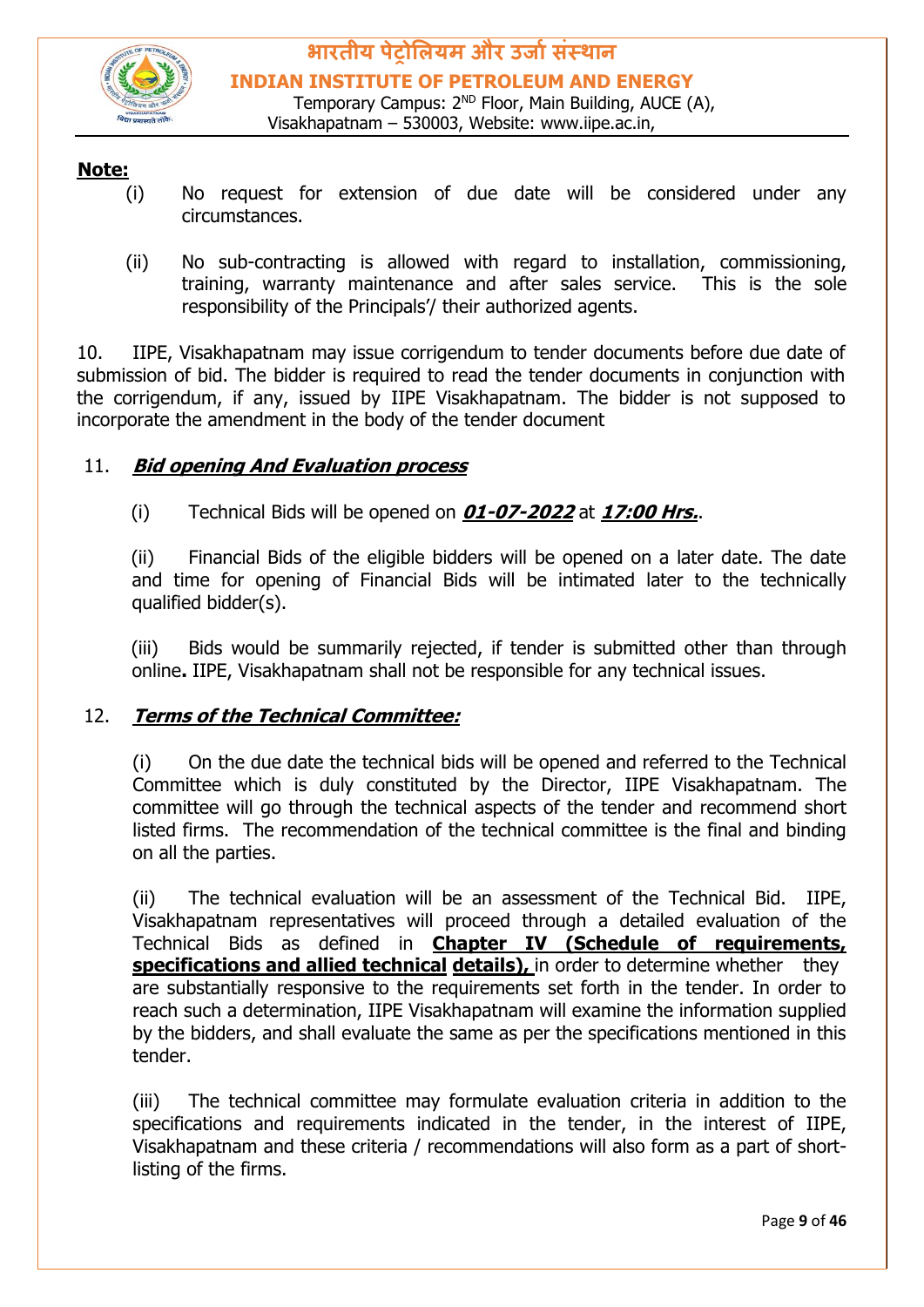**Note:**

(i) No request for extension of due date will be considered under any circumstances.

(ii) No sub-contracting is allowed with regard to installation, commissioning, training, warranty maintenance and after sales service. This is the sole responsibility of the Principals'/ their authorized agents.

10. IIPE, Visakhapatnam may issue corrigendum to tender documents before due date of submission of bid. The bidder is required to read the tender documents in conjunction with the corrigendum, if any, issued by IIPE Visakhapatnam. The bidder is not supposed to incorporate the amendment in the body of the tender document

11. ***Bid opening And Evaluation process***

(i) Technical Bids will be opened on ***01-07-2022*** at ***17:00 Hrs.***.

(ii) Financial Bids of the eligible bidders will be opened on a later date. The date and time for opening of Financial Bids will be intimated later to the technically qualified bidder(s).

(iii) Bids would be summarily rejected, if tender is submitted other than through online**.** IIPE, Visakhapatnam shall not be responsible for any technical issues.

12. ***Terms of the Technical Committee:***

(i) On the due date the technical bids will be opened and referred to the Technical Committee which is duly constituted by the Director, IIPE Visakhapatnam. The committee will go through the technical aspects of the tender and recommend short listed firms. The recommendation of the technical committee is the final and binding on all the parties.

(ii) The technical evaluation will be an assessment of the Technical Bid. IIPE, Visakhapatnam representatives will proceed through a detailed evaluation of the Technical Bids as defined in **Chapter IV (Schedule of requirements, specifications and allied technical details),** in order to determine whether they are substantially responsive to the requirements set forth in the tender. In order to reach such a determination, IIPE Visakhapatnam will examine the information supplied by the bidders, and shall evaluate the same as per the specifications mentioned in this tender.

(iii) The technical committee may formulate evaluation criteria in addition to the specifications and requirements indicated in the tender, in the interest of IIPE, Visakhapatnam and these criteria / recommendations will also form as a part of short-listing of the firms.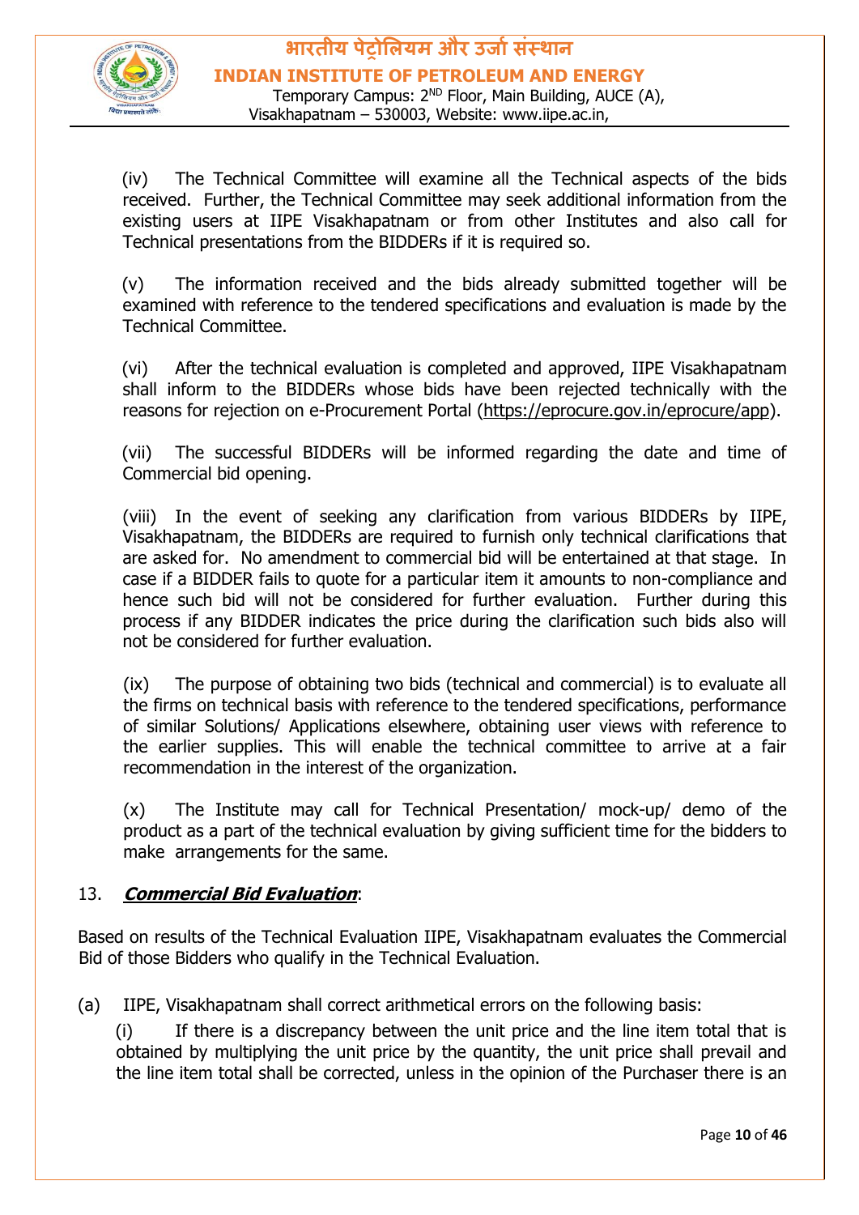(iv) The Technical Committee will examine all the Technical aspects of the bids received. Further, the Technical Committee may seek additional information from the existing users at IIPE Visakhapatnam or from other Institutes and also call for Technical presentations from the BIDDERs if it is required so.

(v) The information received and the bids already submitted together will be examined with reference to the tendered specifications and evaluation is made by the Technical Committee.

(vi) After the technical evaluation is completed and approved, IIPE Visakhapatnam shall inform to the BIDDERs whose bids have been rejected technically with the reasons for rejection on e-Procurement Portal (https://eprocure.gov.in/eprocure/app).

(vii) The successful BIDDERs will be informed regarding the date and time of Commercial bid opening.

(viii) In the event of seeking any clarification from various BIDDERs by IIPE, Visakhapatnam, the BIDDERs are required to furnish only technical clarifications that are asked for. No amendment to commercial bid will be entertained at that stage. In case if a BIDDER fails to quote for a particular item it amounts to non-compliance and hence such bid will not be considered for further evaluation. Further during this process if any BIDDER indicates the price during the clarification such bids also will not be considered for further evaluation.

(ix) The purpose of obtaining two bids (technical and commercial) is to evaluate all the firms on technical basis with reference to the tendered specifications, performance of similar Solutions/ Applications elsewhere, obtaining user views with reference to the earlier supplies. This will enable the technical committee to arrive at a fair recommendation in the interest of the organization.

(x) The Institute may call for Technical Presentation/ mock-up/ demo of the product as a part of the technical evaluation by giving sufficient time for the bidders to make arrangements for the same.

13. ***Commercial Bid Evaluation***:

Based on results of the Technical Evaluation IIPE, Visakhapatnam evaluates the Commercial Bid of those Bidders who qualify in the Technical Evaluation.

(a) IIPE, Visakhapatnam shall correct arithmetical errors on the following basis:

(i) If there is a discrepancy between the unit price and the line item total that is obtained by multiplying the unit price by the quantity, the unit price shall prevail and the line item total shall be corrected, unless in the opinion of the Purchaser there is an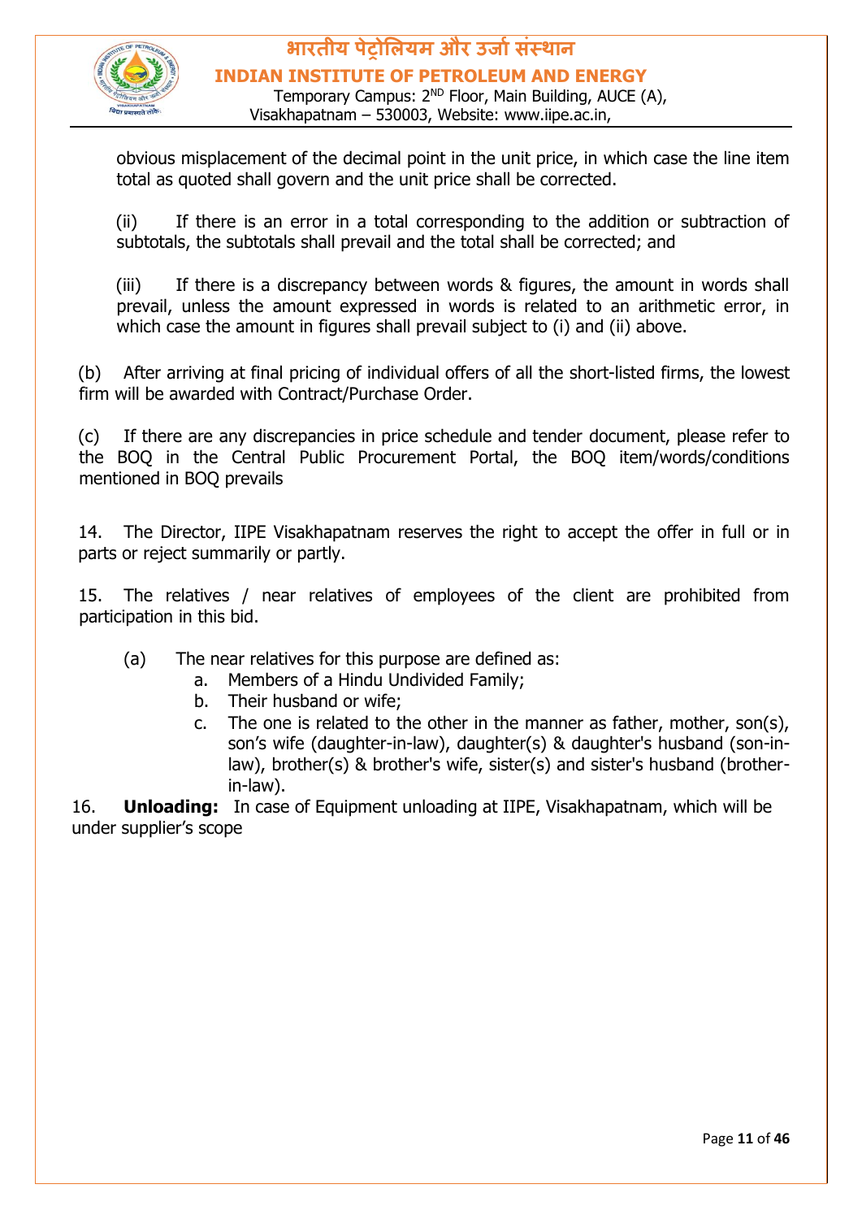obvious misplacement of the decimal point in the unit price, in which case the line item total as quoted shall govern and the unit price shall be corrected.

(ii) If there is an error in a total corresponding to the addition or subtraction of subtotals, the subtotals shall prevail and the total shall be corrected; and

(iii) If there is a discrepancy between words & figures, the amount in words shall prevail, unless the amount expressed in words is related to an arithmetic error, in which case the amount in figures shall prevail subject to (i) and (ii) above.

(b) After arriving at final pricing of individual offers of all the short-listed firms, the lowest firm will be awarded with Contract/Purchase Order.

(c) If there are any discrepancies in price schedule and tender document, please refer to the BOQ in the Central Public Procurement Portal, the BOQ item/words/conditions mentioned in BOQ prevails

14. The Director, IIPE Visakhapatnam reserves the right to accept the offer in full or in parts or reject summarily or partly.

15. The relatives / near relatives of employees of the client are prohibited from participation in this bid.

(a) The near relatives for this purpose are defined as:

a. Members of a Hindu Undivided Family;
b. Their husband or wife;
c. The one is related to the other in the manner as father, mother, son(s), son's wife (daughter-in-law), daughter(s) & daughter's husband (son-in-law), brother(s) & brother's wife, sister(s) and sister's husband (brother-in-law).

16. **Unloading:** In case of Equipment unloading at IIPE, Visakhapatnam, which will be under supplier's scope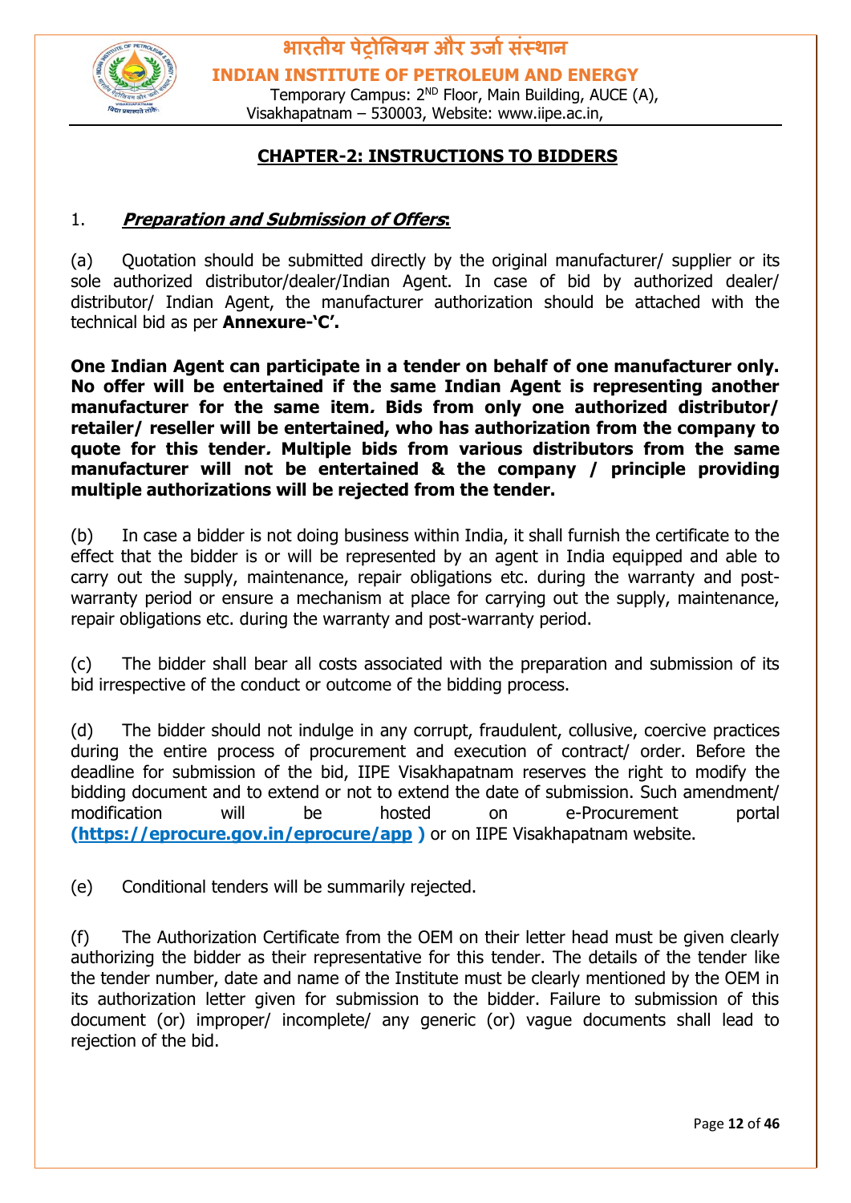## CHAPTER-2: INSTRUCTIONS TO BIDDERS

1. ***Preparation and Submission of Offers*:**

(a) Quotation should be submitted directly by the original manufacturer/ supplier or its sole authorized distributor/dealer/Indian Agent. In case of bid by authorized dealer/ distributor/ Indian Agent, the manufacturer authorization should be attached with the technical bid as per **Annexure-'C'.**

**One Indian Agent can participate in a tender on behalf of one manufacturer only. No offer will be entertained if the same Indian Agent is representing another manufacturer for the same item. Bids from only one authorized distributor/ retailer/ reseller will be entertained, who has authorization from the company to quote for this tender. Multiple bids from various distributors from the same manufacturer will not be entertained & the company / principle providing multiple authorizations will be rejected from the tender.**

(b) In case a bidder is not doing business within India, it shall furnish the certificate to the effect that the bidder is or will be represented by an agent in India equipped and able to carry out the supply, maintenance, repair obligations etc. during the warranty and post-warranty period or ensure a mechanism at place for carrying out the supply, maintenance, repair obligations etc. during the warranty and post-warranty period.

(c) The bidder shall bear all costs associated with the preparation and submission of its bid irrespective of the conduct or outcome of the bidding process.

(d) The bidder should not indulge in any corrupt, fraudulent, collusive, coercive practices during the entire process of procurement and execution of contract/ order. Before the deadline for submission of the bid, IIPE Visakhapatnam reserves the right to modify the bidding document and to extend or not to extend the date of submission. Such amendment/ modification will be hosted on e-Procurement portal **(https://eprocure.gov.in/eprocure/app )** or on IIPE Visakhapatnam website.

(e) Conditional tenders will be summarily rejected.

(f) The Authorization Certificate from the OEM on their letter head must be given clearly authorizing the bidder as their representative for this tender. The details of the tender like the tender number, date and name of the Institute must be clearly mentioned by the OEM in its authorization letter given for submission to the bidder. Failure to submission of this document (or) improper/ incomplete/ any generic (or) vague documents shall lead to rejection of the bid.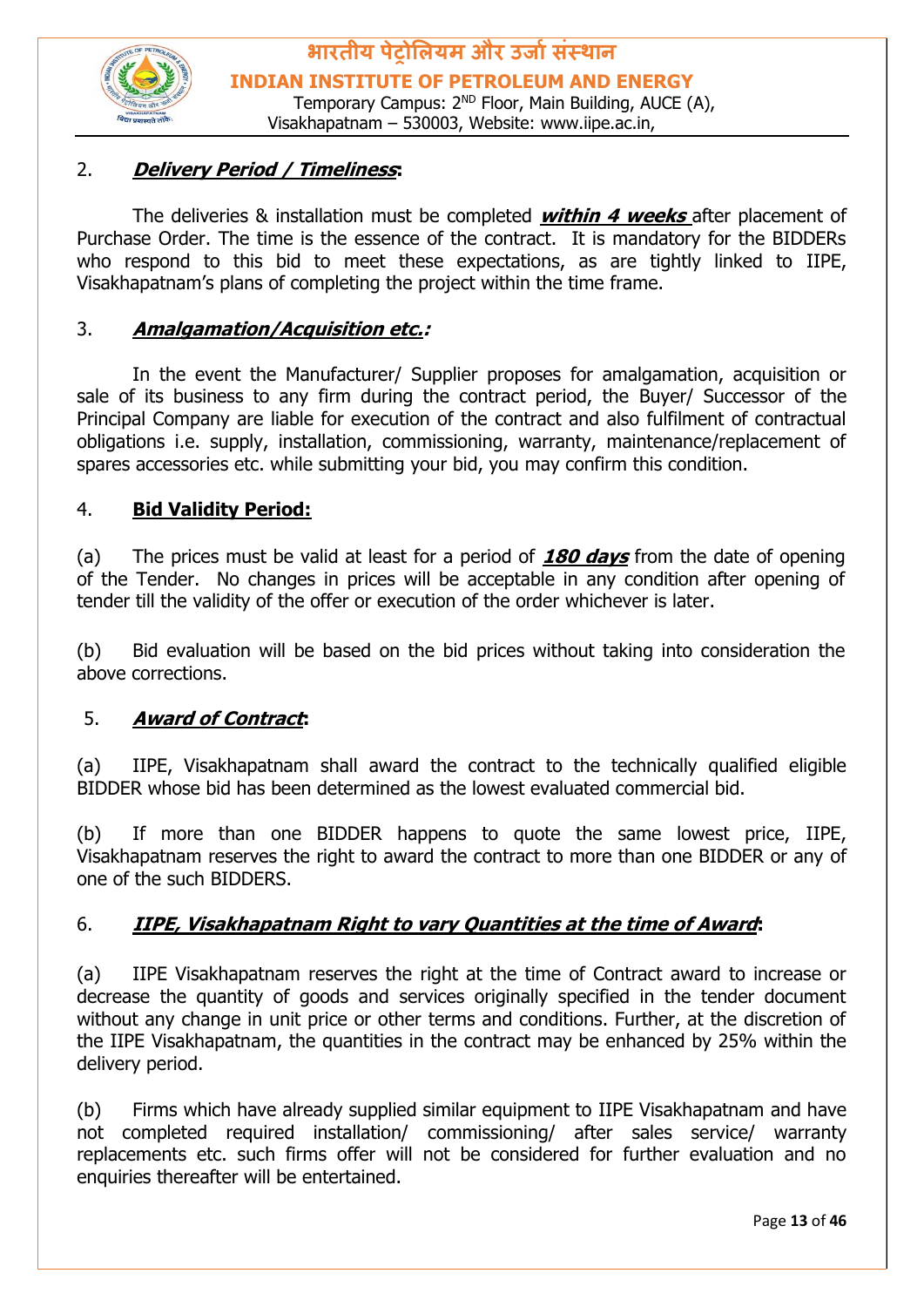2. ***Delivery Period / Timeliness*:**

The deliveries & installation must be completed ***within 4 weeks*** after placement of Purchase Order. The time is the essence of the contract. It is mandatory for the BIDDERs who respond to this bid to meet these expectations, as are tightly linked to IIPE, Visakhapatnam's plans of completing the project within the time frame.

3. ***Amalgamation/Acquisition etc.:***

In the event the Manufacturer/ Supplier proposes for amalgamation, acquisition or sale of its business to any firm during the contract period, the Buyer/ Successor of the Principal Company are liable for execution of the contract and also fulfilment of contractual obligations i.e. supply, installation, commissioning, warranty, maintenance/replacement of spares accessories etc. while submitting your bid, you may confirm this condition.

4. **Bid Validity Period:**

(a) The prices must be valid at least for a period of ***180 days*** from the date of opening of the Tender. No changes in prices will be acceptable in any condition after opening of tender till the validity of the offer or execution of the order whichever is later.

(b) Bid evaluation will be based on the bid prices without taking into consideration the above corrections.

5. ***Award of Contract*:**

(a) IIPE, Visakhapatnam shall award the contract to the technically qualified eligible BIDDER whose bid has been determined as the lowest evaluated commercial bid.

(b) If more than one BIDDER happens to quote the same lowest price, IIPE, Visakhapatnam reserves the right to award the contract to more than one BIDDER or any of one of the such BIDDERS.

6. ***IIPE, Visakhapatnam Right to vary Quantities at the time of Award*:**

(a) IIPE Visakhapatnam reserves the right at the time of Contract award to increase or decrease the quantity of goods and services originally specified in the tender document without any change in unit price or other terms and conditions. Further, at the discretion of the IIPE Visakhapatnam, the quantities in the contract may be enhanced by 25% within the delivery period.

(b) Firms which have already supplied similar equipment to IIPE Visakhapatnam and have not completed required installation/ commissioning/ after sales service/ warranty replacements etc. such firms offer will not be considered for further evaluation and no enquiries thereafter will be entertained.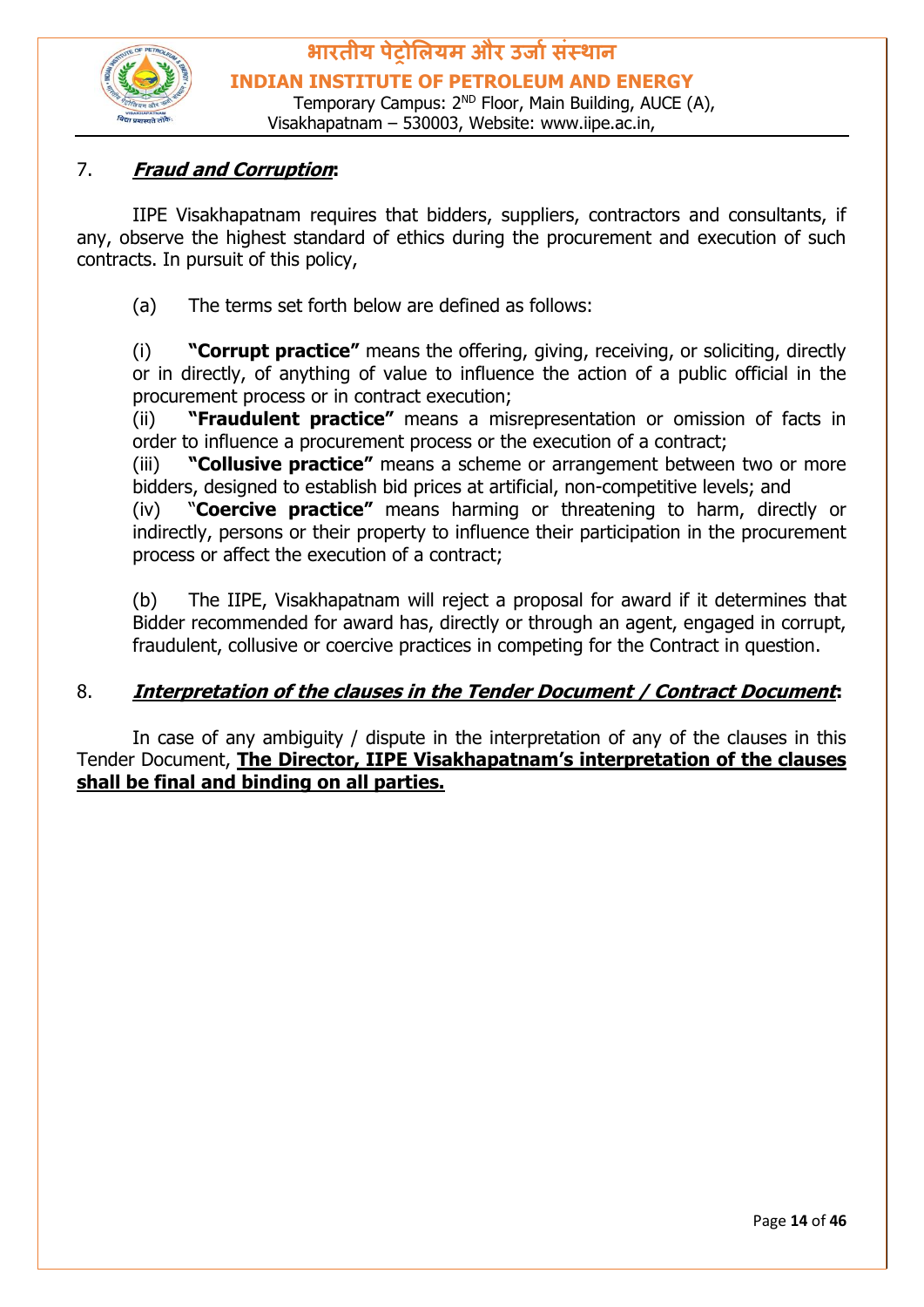7. ***Fraud and Corruption*:**

IIPE Visakhapatnam requires that bidders, suppliers, contractors and consultants, if any, observe the highest standard of ethics during the procurement and execution of such contracts. In pursuit of this policy,

(a) The terms set forth below are defined as follows:

(i) **"Corrupt practice"** means the offering, giving, receiving, or soliciting, directly or in directly, of anything of value to influence the action of a public official in the procurement process or in contract execution;
(ii) **"Fraudulent practice"** means a misrepresentation or omission of facts in order to influence a procurement process or the execution of a contract;
(iii) **"Collusive practice"** means a scheme or arrangement between two or more bidders, designed to establish bid prices at artificial, non-competitive levels; and
(iv) "**Coercive practice"** means harming or threatening to harm, directly or indirectly, persons or their property to influence their participation in the procurement process or affect the execution of a contract;

(b) The IIPE, Visakhapatnam will reject a proposal for award if it determines that Bidder recommended for award has, directly or through an agent, engaged in corrupt, fraudulent, collusive or coercive practices in competing for the Contract in question.

8. ***Interpretation of the clauses in the Tender Document / Contract Document*:**

In case of any ambiguity / dispute in the interpretation of any of the clauses in this Tender Document, **The Director, IIPE Visakhapatnam's interpretation of the clauses shall be final and binding on all parties.**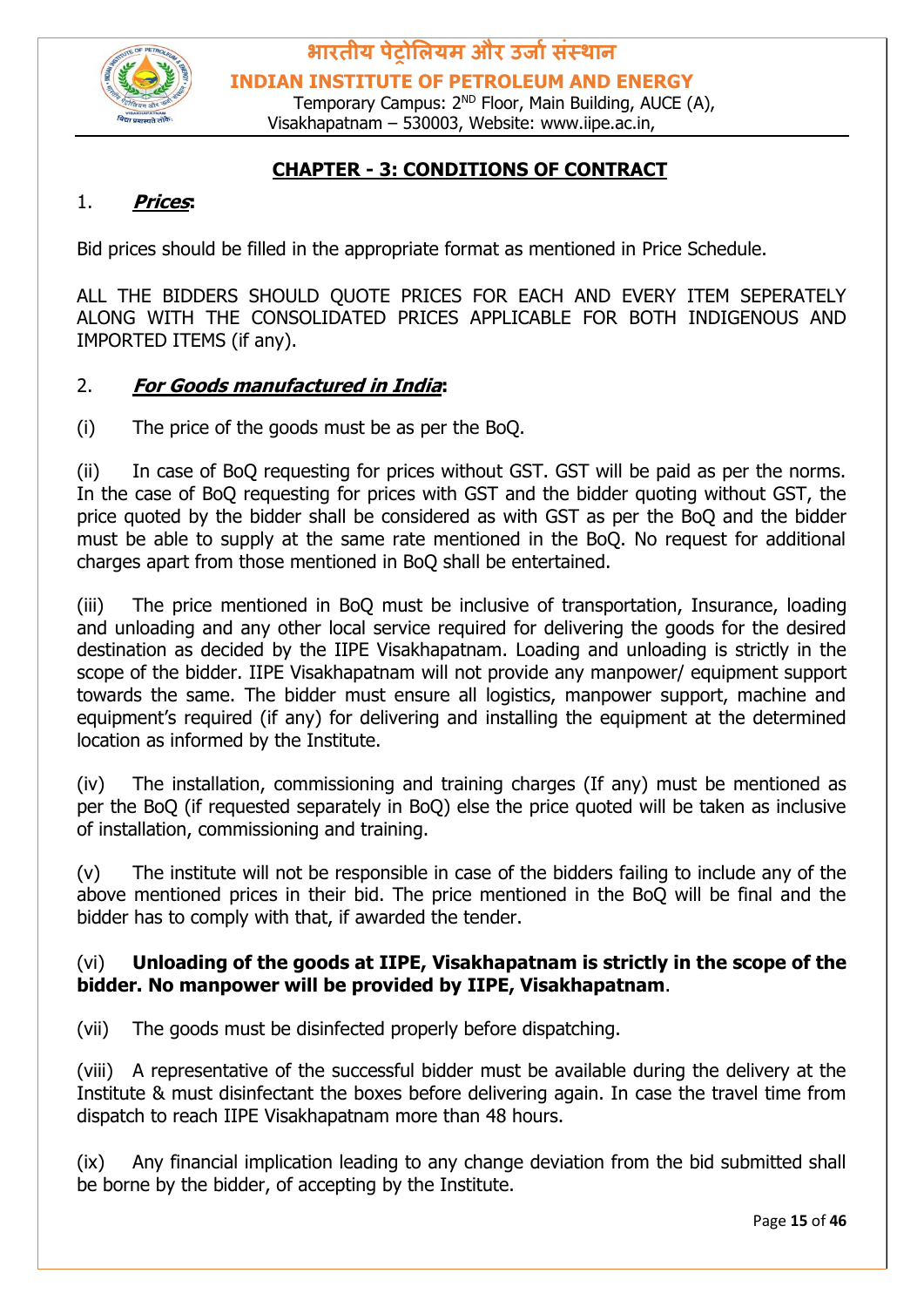## CHAPTER - 3: CONDITIONS OF CONTRACT

1. ***Prices*:**

Bid prices should be filled in the appropriate format as mentioned in Price Schedule.

ALL THE BIDDERS SHOULD QUOTE PRICES FOR EACH AND EVERY ITEM SEPERATELY ALONG WITH THE CONSOLIDATED PRICES APPLICABLE FOR BOTH INDIGENOUS AND IMPORTED ITEMS (if any).

2. ***For Goods manufactured in India*:**

(i) The price of the goods must be as per the BoQ.

(ii) In case of BoQ requesting for prices without GST. GST will be paid as per the norms. In the case of BoQ requesting for prices with GST and the bidder quoting without GST, the price quoted by the bidder shall be considered as with GST as per the BoQ and the bidder must be able to supply at the same rate mentioned in the BoQ. No request for additional charges apart from those mentioned in BoQ shall be entertained.

(iii) The price mentioned in BoQ must be inclusive of transportation, Insurance, loading and unloading and any other local service required for delivering the goods for the desired destination as decided by the IIPE Visakhapatnam. Loading and unloading is strictly in the scope of the bidder. IIPE Visakhapatnam will not provide any manpower/ equipment support towards the same. The bidder must ensure all logistics, manpower support, machine and equipment's required (if any) for delivering and installing the equipment at the determined location as informed by the Institute.

(iv) The installation, commissioning and training charges (If any) must be mentioned as per the BoQ (if requested separately in BoQ) else the price quoted will be taken as inclusive of installation, commissioning and training.

(v) The institute will not be responsible in case of the bidders failing to include any of the above mentioned prices in their bid. The price mentioned in the BoQ will be final and the bidder has to comply with that, if awarded the tender.

(vi) **Unloading of the goods at IIPE, Visakhapatnam is strictly in the scope of the bidder. No manpower will be provided by IIPE, Visakhapatnam**.

(vii) The goods must be disinfected properly before dispatching.

(viii) A representative of the successful bidder must be available during the delivery at the Institute & must disinfectant the boxes before delivering again. In case the travel time from dispatch to reach IIPE Visakhapatnam more than 48 hours.

(ix) Any financial implication leading to any change deviation from the bid submitted shall be borne by the bidder, of accepting by the Institute.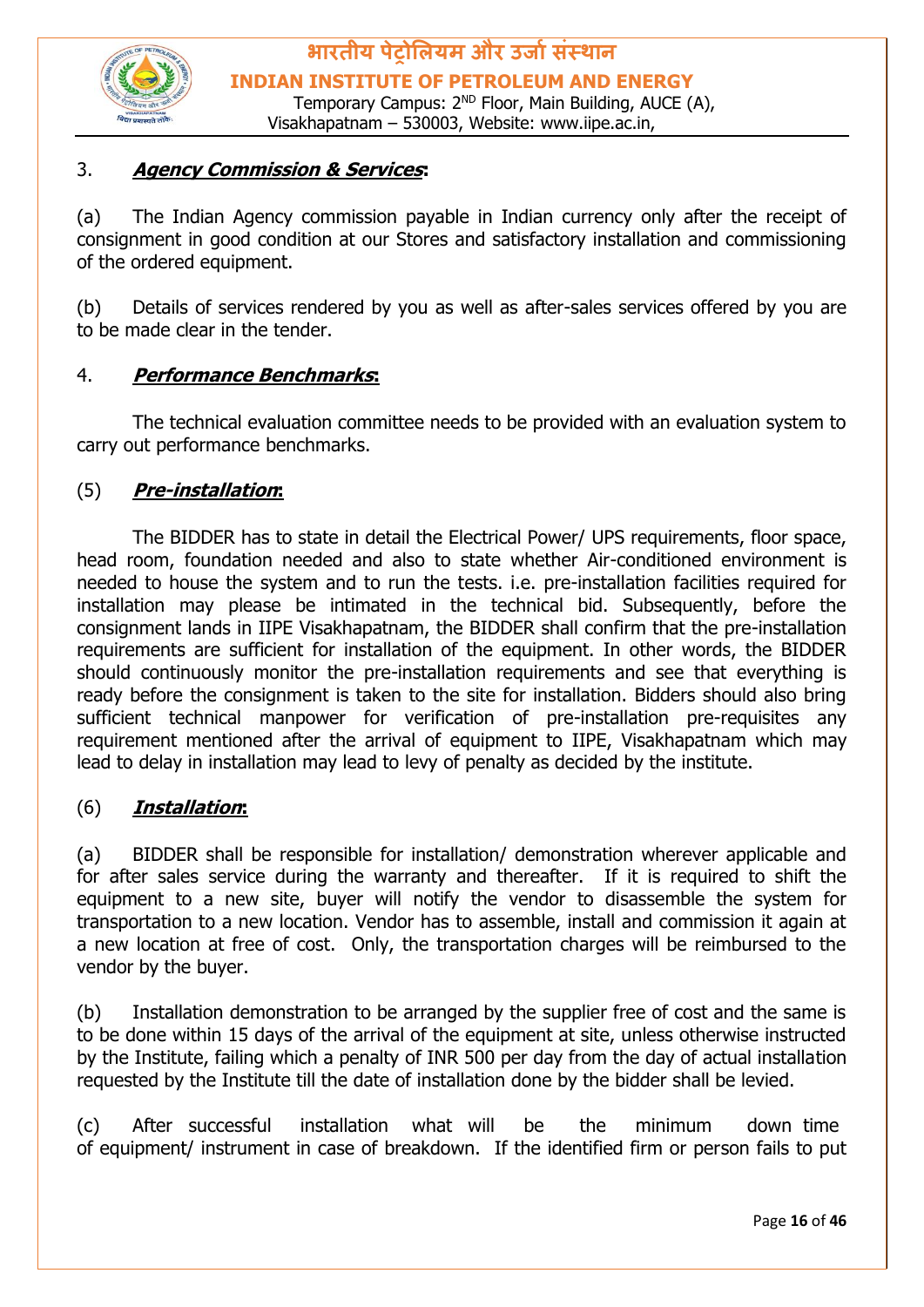3. ***Agency Commission & Services*:**

(a) The Indian Agency commission payable in Indian currency only after the receipt of consignment in good condition at our Stores and satisfactory installation and commissioning of the ordered equipment.

(b) Details of services rendered by you as well as after-sales services offered by you are to be made clear in the tender.

4. ***Performance Benchmarks*:**

The technical evaluation committee needs to be provided with an evaluation system to carry out performance benchmarks.

(5) ***Pre-installation*:**

The BIDDER has to state in detail the Electrical Power/ UPS requirements, floor space, head room, foundation needed and also to state whether Air-conditioned environment is needed to house the system and to run the tests. i.e. pre-installation facilities required for installation may please be intimated in the technical bid. Subsequently, before the consignment lands in IIPE Visakhapatnam, the BIDDER shall confirm that the pre-installation requirements are sufficient for installation of the equipment. In other words, the BIDDER should continuously monitor the pre-installation requirements and see that everything is ready before the consignment is taken to the site for installation. Bidders should also bring sufficient technical manpower for verification of pre-installation pre-requisites any requirement mentioned after the arrival of equipment to IIPE, Visakhapatnam which may lead to delay in installation may lead to levy of penalty as decided by the institute.

(6) ***Installation*:**

(a) BIDDER shall be responsible for installation/ demonstration wherever applicable and for after sales service during the warranty and thereafter. If it is required to shift the equipment to a new site, buyer will notify the vendor to disassemble the system for transportation to a new location. Vendor has to assemble, install and commission it again at a new location at free of cost. Only, the transportation charges will be reimbursed to the vendor by the buyer.

(b) Installation demonstration to be arranged by the supplier free of cost and the same is to be done within 15 days of the arrival of the equipment at site, unless otherwise instructed by the Institute, failing which a penalty of INR 500 per day from the day of actual installation requested by the Institute till the date of installation done by the bidder shall be levied.

(c) After successful installation what will be the minimum down time of equipment/ instrument in case of breakdown. If the identified firm or person fails to put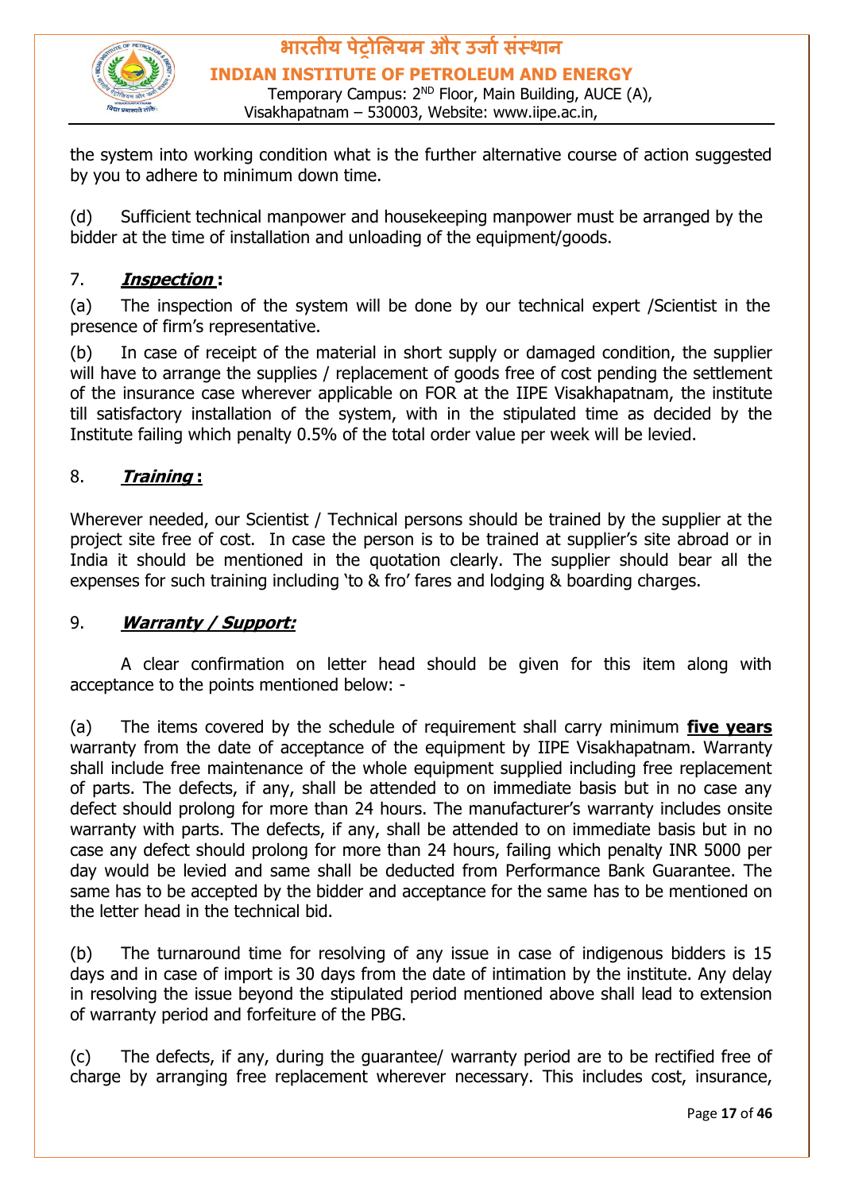the system into working condition what is the further alternative course of action suggested by you to adhere to minimum down time.

(d) Sufficient technical manpower and housekeeping manpower must be arranged by the bidder at the time of installation and unloading of the equipment/goods.

7. ***Inspection*** **:**

(a) The inspection of the system will be done by our technical expert /Scientist in the presence of firm's representative.

(b) In case of receipt of the material in short supply or damaged condition, the supplier will have to arrange the supplies / replacement of goods free of cost pending the settlement of the insurance case wherever applicable on FOR at the IIPE Visakhapatnam, the institute till satisfactory installation of the system, with in the stipulated time as decided by the Institute failing which penalty 0.5% of the total order value per week will be levied.

8. ***Training*** **:**

Wherever needed, our Scientist / Technical persons should be trained by the supplier at the project site free of cost. In case the person is to be trained at supplier's site abroad or in India it should be mentioned in the quotation clearly. The supplier should bear all the expenses for such training including 'to & fro' fares and lodging & boarding charges.

9. ***Warranty / Support:***

A clear confirmation on letter head should be given for this item along with acceptance to the points mentioned below: -

(a) The items covered by the schedule of requirement shall carry minimum **five years** warranty from the date of acceptance of the equipment by IIPE Visakhapatnam. Warranty shall include free maintenance of the whole equipment supplied including free replacement of parts. The defects, if any, shall be attended to on immediate basis but in no case any defect should prolong for more than 24 hours. The manufacturer's warranty includes onsite warranty with parts. The defects, if any, shall be attended to on immediate basis but in no case any defect should prolong for more than 24 hours, failing which penalty INR 5000 per day would be levied and same shall be deducted from Performance Bank Guarantee. The same has to be accepted by the bidder and acceptance for the same has to be mentioned on the letter head in the technical bid.

(b) The turnaround time for resolving of any issue in case of indigenous bidders is 15 days and in case of import is 30 days from the date of intimation by the institute. Any delay in resolving the issue beyond the stipulated period mentioned above shall lead to extension of warranty period and forfeiture of the PBG.

(c) The defects, if any, during the guarantee/ warranty period are to be rectified free of charge by arranging free replacement wherever necessary. This includes cost, insurance,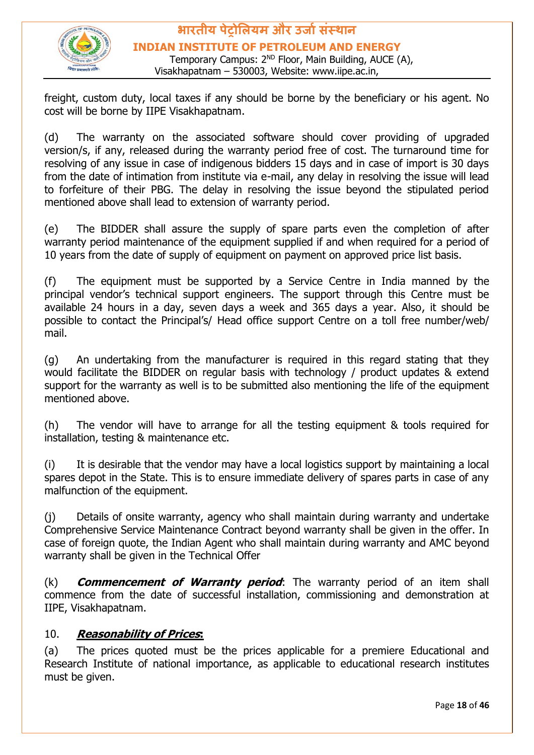freight, custom duty, local taxes if any should be borne by the beneficiary or his agent. No cost will be borne by IIPE Visakhapatnam.

(d) The warranty on the associated software should cover providing of upgraded version/s, if any, released during the warranty period free of cost. The turnaround time for resolving of any issue in case of indigenous bidders 15 days and in case of import is 30 days from the date of intimation from institute via e-mail, any delay in resolving the issue will lead to forfeiture of their PBG. The delay in resolving the issue beyond the stipulated period mentioned above shall lead to extension of warranty period.

(e) The BIDDER shall assure the supply of spare parts even the completion of after warranty period maintenance of the equipment supplied if and when required for a period of 10 years from the date of supply of equipment on payment on approved price list basis.

(f) The equipment must be supported by a Service Centre in India manned by the principal vendor's technical support engineers. The support through this Centre must be available 24 hours in a day, seven days a week and 365 days a year. Also, it should be possible to contact the Principal's/ Head office support Centre on a toll free number/web/ mail.

(g) An undertaking from the manufacturer is required in this regard stating that they would facilitate the BIDDER on regular basis with technology / product updates & extend support for the warranty as well is to be submitted also mentioning the life of the equipment mentioned above.

(h) The vendor will have to arrange for all the testing equipment & tools required for installation, testing & maintenance etc.

(i) It is desirable that the vendor may have a local logistics support by maintaining a local spares depot in the State. This is to ensure immediate delivery of spares parts in case of any malfunction of the equipment.

(j) Details of onsite warranty, agency who shall maintain during warranty and undertake Comprehensive Service Maintenance Contract beyond warranty shall be given in the offer. In case of foreign quote, the Indian Agent who shall maintain during warranty and AMC beyond warranty shall be given in the Technical Offer

(k) ***Commencement of Warranty period***: The warranty period of an item shall commence from the date of successful installation, commissioning and demonstration at IIPE, Visakhapatnam.

10. ***Reasonability of Prices:***

(a) The prices quoted must be the prices applicable for a premiere Educational and Research Institute of national importance, as applicable to educational research institutes must be given.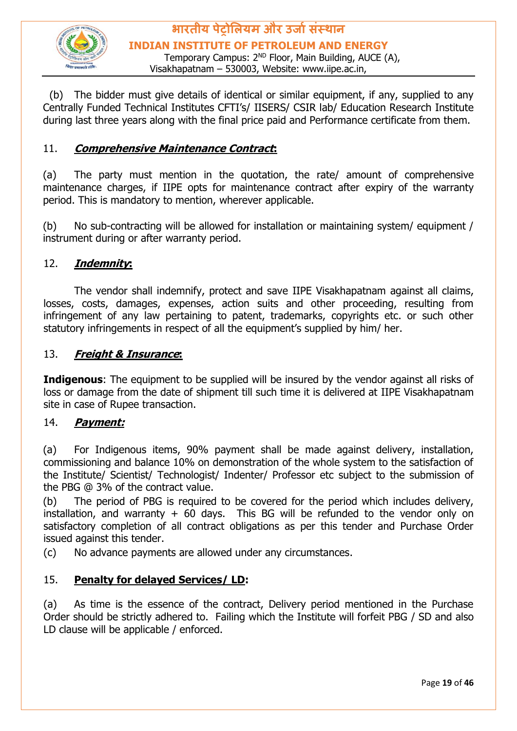(b) The bidder must give details of identical or similar equipment, if any, supplied to any Centrally Funded Technical Institutes CFTI's/ IISERS/ CSIR lab/ Education Research Institute during last three years along with the final price paid and Performance certificate from them.

11. ***Comprehensive Maintenance Contract*:**

(a) The party must mention in the quotation, the rate/ amount of comprehensive maintenance charges, if IIPE opts for maintenance contract after expiry of the warranty period. This is mandatory to mention, wherever applicable.

(b) No sub-contracting will be allowed for installation or maintaining system/ equipment / instrument during or after warranty period.

12. ***Indemnity*:**

The vendor shall indemnify, protect and save IIPE Visakhapatnam against all claims, losses, costs, damages, expenses, action suits and other proceeding, resulting from infringement of any law pertaining to patent, trademarks, copyrights etc. or such other statutory infringements in respect of all the equipment's supplied by him/ her.

13. ***Freight & Insurance*:**

**Indigenous**: The equipment to be supplied will be insured by the vendor against all risks of loss or damage from the date of shipment till such time it is delivered at IIPE Visakhapatnam site in case of Rupee transaction.

14. ***Payment:***

(a) For Indigenous items, 90% payment shall be made against delivery, installation, commissioning and balance 10% on demonstration of the whole system to the satisfaction of the Institute/ Scientist/ Technologist/ Indenter/ Professor etc subject to the submission of the PBG @ 3% of the contract value.

(b) The period of PBG is required to be covered for the period which includes delivery, installation, and warranty + 60 days. This BG will be refunded to the vendor only on satisfactory completion of all contract obligations as per this tender and Purchase Order issued against this tender.

(c) No advance payments are allowed under any circumstances.

15. **Penalty for delayed Services/ LD:**

(a) As time is the essence of the contract, Delivery period mentioned in the Purchase Order should be strictly adhered to. Failing which the Institute will forfeit PBG / SD and also LD clause will be applicable / enforced.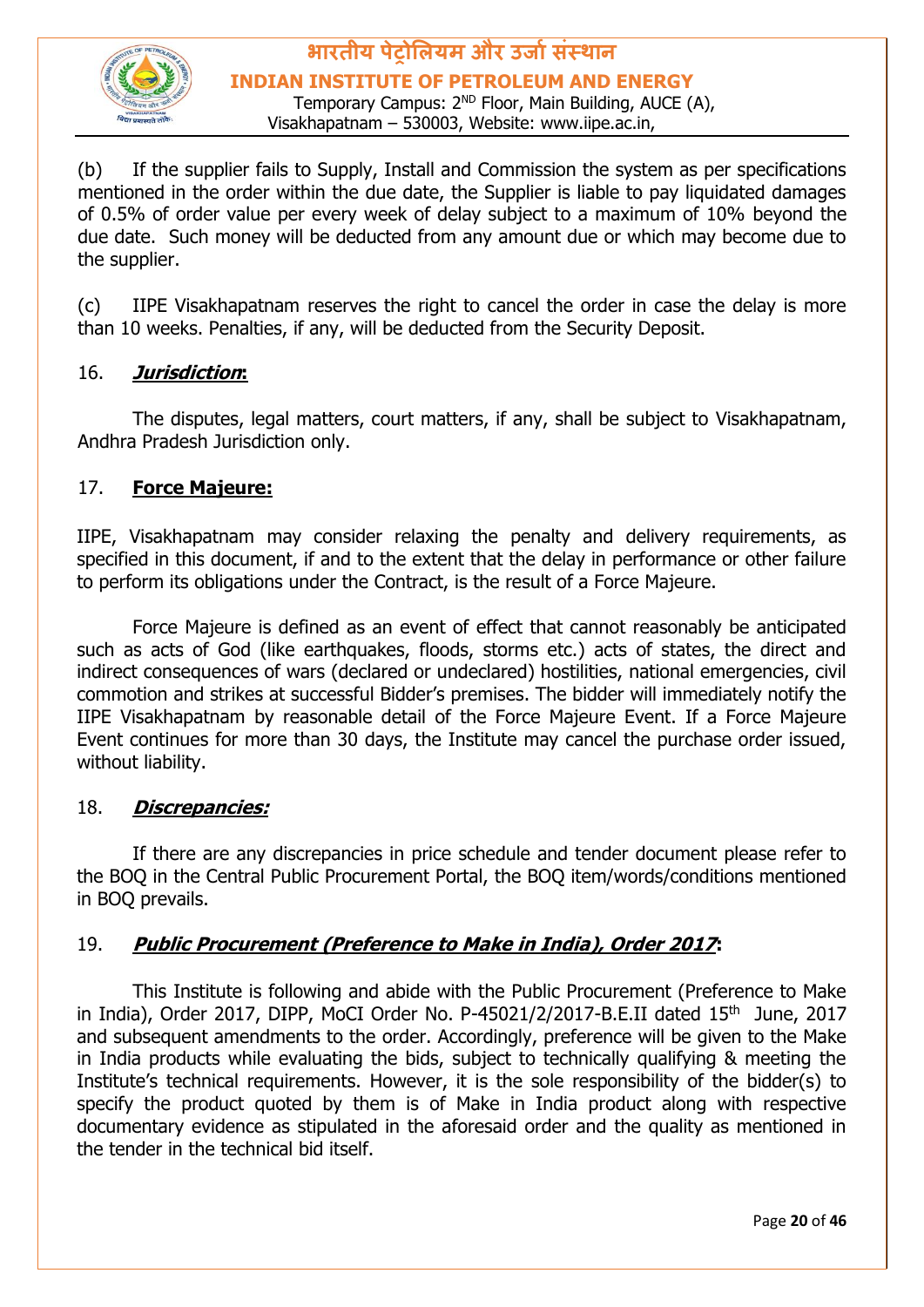(b) If the supplier fails to Supply, Install and Commission the system as per specifications mentioned in the order within the due date, the Supplier is liable to pay liquidated damages of 0.5% of order value per every week of delay subject to a maximum of 10% beyond the due date. Such money will be deducted from any amount due or which may become due to the supplier.

(c) IIPE Visakhapatnam reserves the right to cancel the order in case the delay is more than 10 weeks. Penalties, if any, will be deducted from the Security Deposit.

16. ***Jurisdiction*:**

The disputes, legal matters, court matters, if any, shall be subject to Visakhapatnam, Andhra Pradesh Jurisdiction only.

17. **Force Majeure:**

IIPE, Visakhapatnam may consider relaxing the penalty and delivery requirements, as specified in this document, if and to the extent that the delay in performance or other failure to perform its obligations under the Contract, is the result of a Force Majeure.

Force Majeure is defined as an event of effect that cannot reasonably be anticipated such as acts of God (like earthquakes, floods, storms etc.) acts of states, the direct and indirect consequences of wars (declared or undeclared) hostilities, national emergencies, civil commotion and strikes at successful Bidder's premises. The bidder will immediately notify the IIPE Visakhapatnam by reasonable detail of the Force Majeure Event. If a Force Majeure Event continues for more than 30 days, the Institute may cancel the purchase order issued, without liability.

18. ***Discrepancies:***

If there are any discrepancies in price schedule and tender document please refer to the BOQ in the Central Public Procurement Portal, the BOQ item/words/conditions mentioned in BOQ prevails.

19. ***Public Procurement (Preference to Make in India), Order 2017*:**

This Institute is following and abide with the Public Procurement (Preference to Make in India), Order 2017, DIPP, MoCI Order No. P-45021/2/2017-B.E.II dated 15th June, 2017 and subsequent amendments to the order. Accordingly, preference will be given to the Make in India products while evaluating the bids, subject to technically qualifying & meeting the Institute's technical requirements. However, it is the sole responsibility of the bidder(s) to specify the product quoted by them is of Make in India product along with respective documentary evidence as stipulated in the aforesaid order and the quality as mentioned in the tender in the technical bid itself.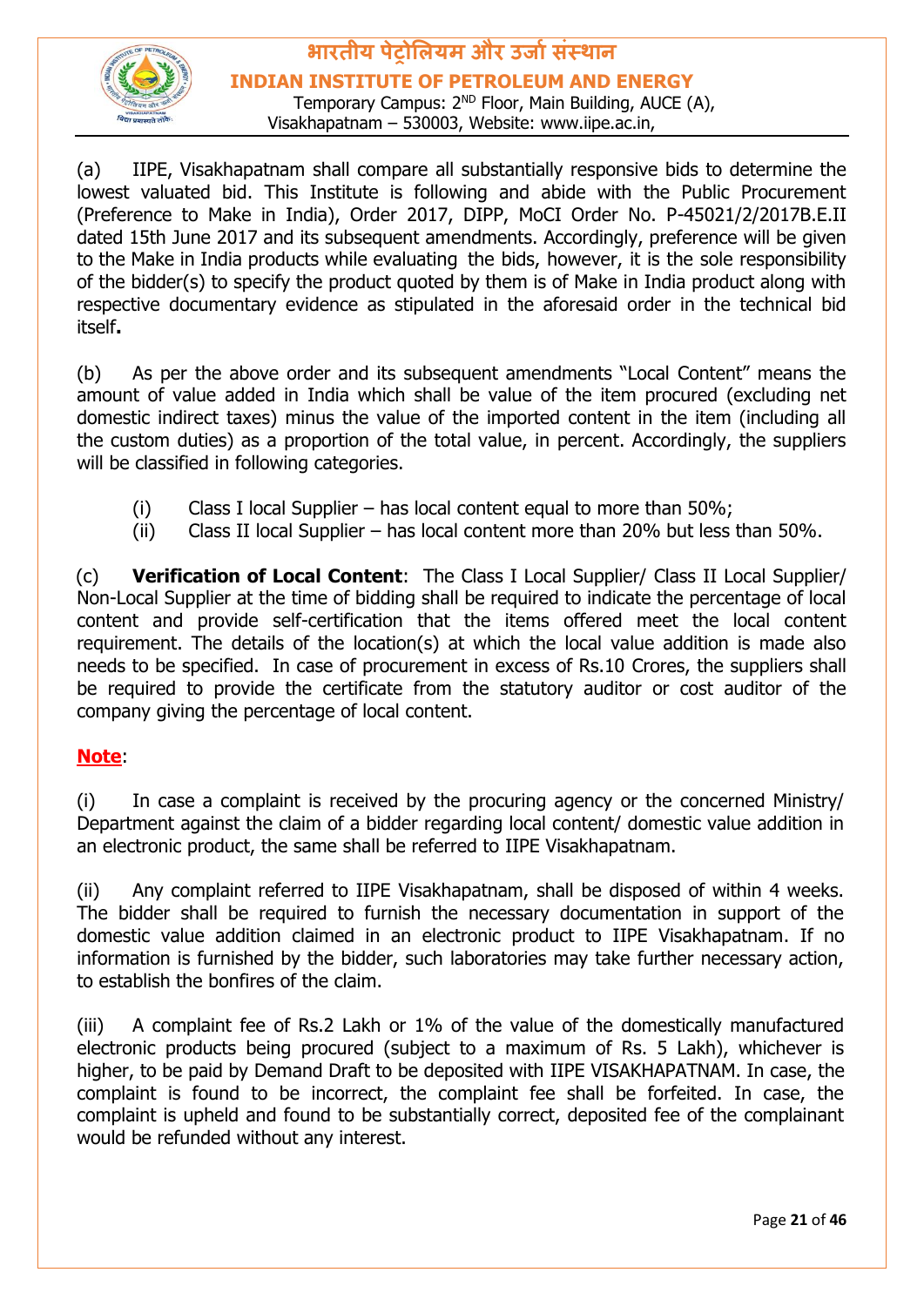(a) IIPE, Visakhapatnam shall compare all substantially responsive bids to determine the lowest valuated bid. This Institute is following and abide with the Public Procurement (Preference to Make in India), Order 2017, DIPP, MoCI Order No. P-45021/2/2017B.E.II dated 15th June 2017 and its subsequent amendments. Accordingly, preference will be given to the Make in India products while evaluating the bids, however, it is the sole responsibility of the bidder(s) to specify the product quoted by them is of Make in India product along with respective documentary evidence as stipulated in the aforesaid order in the technical bid itself**.**

(b) As per the above order and its subsequent amendments "Local Content" means the amount of value added in India which shall be value of the item procured (excluding net domestic indirect taxes) minus the value of the imported content in the item (including all the custom duties) as a proportion of the total value, in percent. Accordingly, the suppliers will be classified in following categories.

(i) Class I local Supplier – has local content equal to more than 50%;
(ii) Class II local Supplier – has local content more than 20% but less than 50%.

(c) **Verification of Local Content**: The Class I Local Supplier/ Class II Local Supplier/ Non-Local Supplier at the time of bidding shall be required to indicate the percentage of local content and provide self-certification that the items offered meet the local content requirement. The details of the location(s) at which the local value addition is made also needs to be specified. In case of procurement in excess of Rs.10 Crores, the suppliers shall be required to provide the certificate from the statutory auditor or cost auditor of the company giving the percentage of local content.

**Note**:

(i) In case a complaint is received by the procuring agency or the concerned Ministry/ Department against the claim of a bidder regarding local content/ domestic value addition in an electronic product, the same shall be referred to IIPE Visakhapatnam.

(ii) Any complaint referred to IIPE Visakhapatnam, shall be disposed of within 4 weeks. The bidder shall be required to furnish the necessary documentation in support of the domestic value addition claimed in an electronic product to IIPE Visakhapatnam. If no information is furnished by the bidder, such laboratories may take further necessary action, to establish the bonfires of the claim.

(iii) A complaint fee of Rs.2 Lakh or 1% of the value of the domestically manufactured electronic products being procured (subject to a maximum of Rs. 5 Lakh), whichever is higher, to be paid by Demand Draft to be deposited with IIPE VISAKHAPATNAM. In case, the complaint is found to be incorrect, the complaint fee shall be forfeited. In case, the complaint is upheld and found to be substantially correct, deposited fee of the complainant would be refunded without any interest.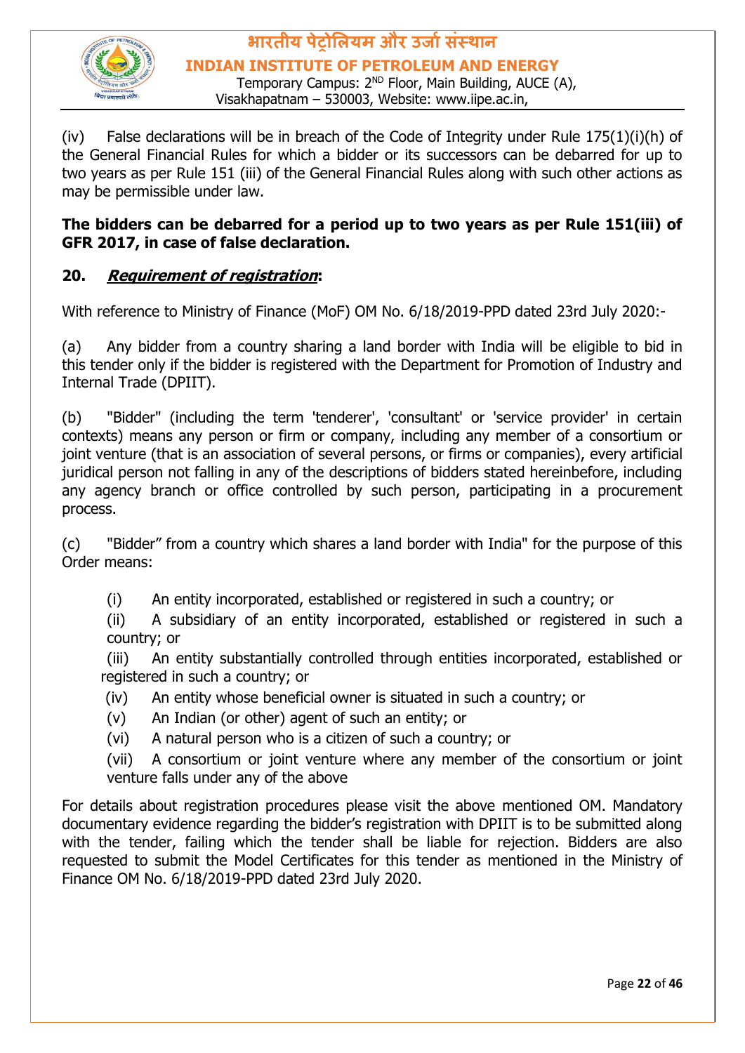(iv) False declarations will be in breach of the Code of Integrity under Rule 175(1)(i)(h) of the General Financial Rules for which a bidder or its successors can be debarred for up to two years as per Rule 151 (iii) of the General Financial Rules along with such other actions as may be permissible under law.

**The bidders can be debarred for a period up to two years as per Rule 151(iii) of GFR 2017, in case of false declaration.**

## 20. ***Requirement of registration*:**

With reference to Ministry of Finance (MoF) OM No. 6/18/2019-PPD dated 23rd July 2020:-

(a) Any bidder from a country sharing a land border with India will be eligible to bid in this tender only if the bidder is registered with the Department for Promotion of Industry and Internal Trade (DPIIT).

(b) "Bidder" (including the term 'tenderer', 'consultant' or 'service provider' in certain contexts) means any person or firm or company, including any member of a consortium or joint venture (that is an association of several persons, or firms or companies), every artificial juridical person not falling in any of the descriptions of bidders stated hereinbefore, including any agency branch or office controlled by such person, participating in a procurement process.

(c) "Bidder" from a country which shares a land border with India" for the purpose of this Order means:

- (i) An entity incorporated, established or registered in such a country; or
- (ii) A subsidiary of an entity incorporated, established or registered in such a country; or
- (iii) An entity substantially controlled through entities incorporated, established or registered in such a country; or
- (iv) An entity whose beneficial owner is situated in such a country; or
- (v) An Indian (or other) agent of such an entity; or
- (vi) A natural person who is a citizen of such a country; or
- (vii) A consortium or joint venture where any member of the consortium or joint venture falls under any of the above

For details about registration procedures please visit the above mentioned OM. Mandatory documentary evidence regarding the bidder's registration with DPIIT is to be submitted along with the tender, failing which the tender shall be liable for rejection. Bidders are also requested to submit the Model Certificates for this tender as mentioned in the Ministry of Finance OM No. 6/18/2019-PPD dated 23rd July 2020.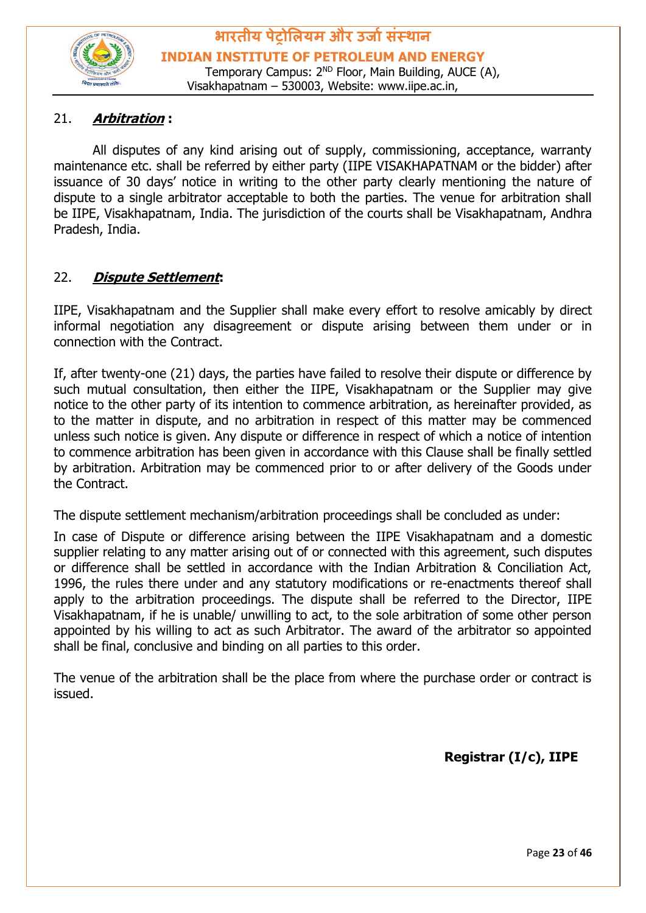21. ***Arbitration* :**

All disputes of any kind arising out of supply, commissioning, acceptance, warranty maintenance etc. shall be referred by either party (IIPE VISAKHAPATNAM or the bidder) after issuance of 30 days' notice in writing to the other party clearly mentioning the nature of dispute to a single arbitrator acceptable to both the parties. The venue for arbitration shall be IIPE, Visakhapatnam, India. The jurisdiction of the courts shall be Visakhapatnam, Andhra Pradesh, India.

22. ***Dispute Settlement*:**

IIPE, Visakhapatnam and the Supplier shall make every effort to resolve amicably by direct informal negotiation any disagreement or dispute arising between them under or in connection with the Contract.

If, after twenty-one (21) days, the parties have failed to resolve their dispute or difference by such mutual consultation, then either the IIPE, Visakhapatnam or the Supplier may give notice to the other party of its intention to commence arbitration, as hereinafter provided, as to the matter in dispute, and no arbitration in respect of this matter may be commenced unless such notice is given. Any dispute or difference in respect of which a notice of intention to commence arbitration has been given in accordance with this Clause shall be finally settled by arbitration. Arbitration may be commenced prior to or after delivery of the Goods under the Contract.

The dispute settlement mechanism/arbitration proceedings shall be concluded as under:

In case of Dispute or difference arising between the IIPE Visakhapatnam and a domestic supplier relating to any matter arising out of or connected with this agreement, such disputes or difference shall be settled in accordance with the Indian Arbitration & Conciliation Act, 1996, the rules there under and any statutory modifications or re-enactments thereof shall apply to the arbitration proceedings. The dispute shall be referred to the Director, IIPE Visakhapatnam, if he is unable/ unwilling to act, to the sole arbitration of some other person appointed by his willing to act as such Arbitrator. The award of the arbitrator so appointed shall be final, conclusive and binding on all parties to this order.

The venue of the arbitration shall be the place from where the purchase order or contract is issued.

**Registrar (I/c), IIPE**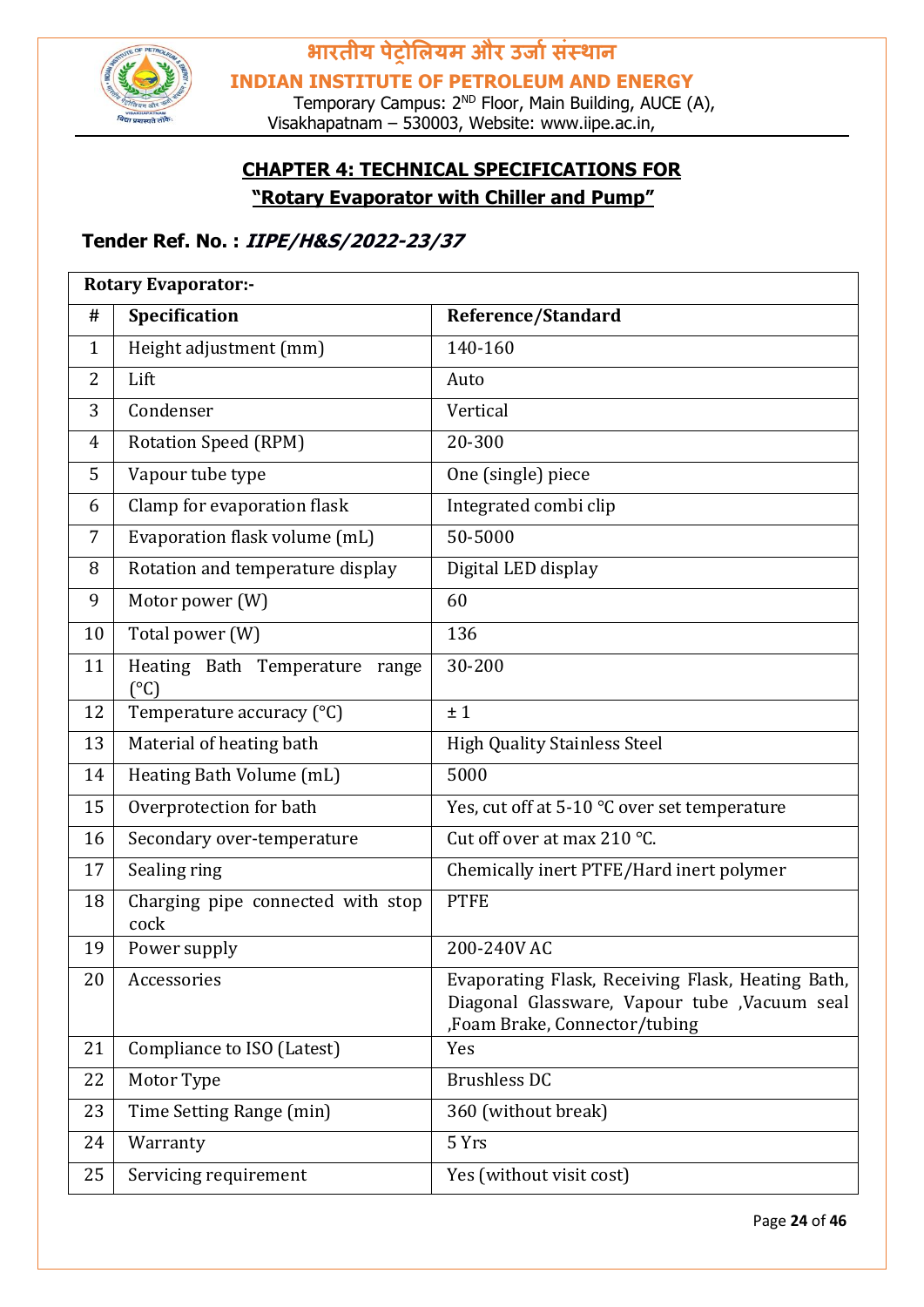## CHAPTER 4: TECHNICAL SPECIFICATIONS FOR "Rotary Evaporator with Chiller and Pump"

### Tender Ref. No. : *IIPE/H&S/2022-23/37*

| Rotary Evaporator:- | | |
|---|---|---|
| # | Specification | Reference/Standard |
| 1 | Height adjustment (mm) | 140-160 |
| 2 | Lift | Auto |
| 3 | Condenser | Vertical |
| 4 | Rotation Speed (RPM) | 20-300 |
| 5 | Vapour tube type | One (single) piece |
| 6 | Clamp for evaporation flask | Integrated combi clip |
| 7 | Evaporation flask volume (mL) | 50-5000 |
| 8 | Rotation and temperature display | Digital LED display |
| 9 | Motor power (W) | 60 |
| 10 | Total power (W) | 136 |
| 11 | Heating Bath Temperature range (°C) | 30-200 |
| 12 | Temperature accuracy (°C) | ± 1 |
| 13 | Material of heating bath | High Quality Stainless Steel |
| 14 | Heating Bath Volume (mL) | 5000 |
| 15 | Overprotection for bath | Yes, cut off at 5-10 °C over set temperature |
| 16 | Secondary over-temperature | Cut off over at max 210 °C. |
| 17 | Sealing ring | Chemically inert PTFE/Hard inert polymer |
| 18 | Charging pipe connected with stop cock | PTFE |
| 19 | Power supply | 200-240V AC |
| 20 | Accessories | Evaporating Flask, Receiving Flask, Heating Bath, Diagonal Glassware, Vapour tube ,Vacuum seal ,Foam Brake, Connector/tubing |
| 21 | Compliance to ISO (Latest) | Yes |
| 22 | Motor Type | Brushless DC |
| 23 | Time Setting Range (min) | 360 (without break) |
| 24 | Warranty | 5 Yrs |
| 25 | Servicing requirement | Yes (without visit cost) |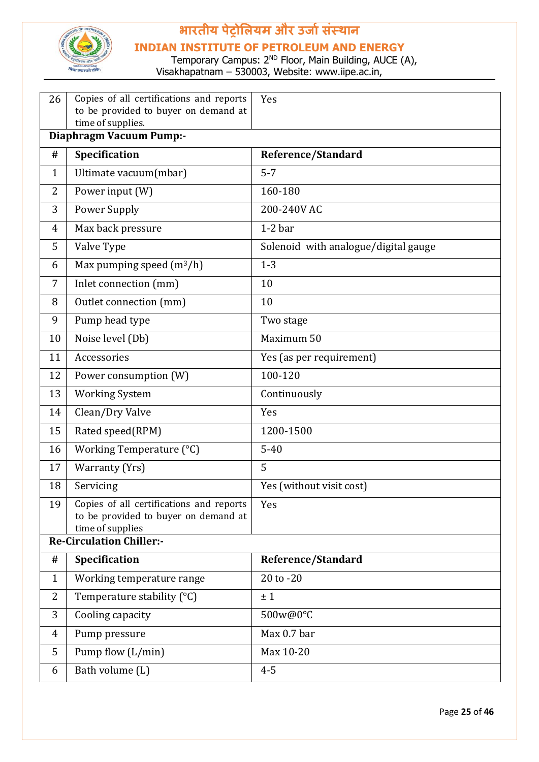| 26 | Copies of all certifications and reports to be provided to buyer on demand at time of supplies. | Yes |
|---|---|---|

**Diaphragm Vacuum Pump:-**

| # | Specification | Reference/Standard |
|---|---|---|
| 1 | Ultimate vacuum(mbar) | 5-7 |
| 2 | Power input (W) | 160-180 |
| 3 | Power Supply | 200-240V AC |
| 4 | Max back pressure | 1-2 bar |
| 5 | Valve Type | Solenoid with analogue/digital gauge |
| 6 | Max pumping speed ($m^3/h$) | 1-3 |
| 7 | Inlet connection (mm) | 10 |
| 8 | Outlet connection (mm) | 10 |
| 9 | Pump head type | Two stage |
| 10 | Noise level (Db) | Maximum 50 |
| 11 | Accessories | Yes (as per requirement) |
| 12 | Power consumption (W) | 100-120 |
| 13 | Working System | Continuously |
| 14 | Clean/Dry Valve | Yes |
| 15 | Rated speed(RPM) | 1200-1500 |
| 16 | Working Temperature (°C) | 5-40 |
| 17 | Warranty (Yrs) | 5 |
| 18 | Servicing | Yes (without visit cost) |
| 19 | Copies of all certifications and reports to be provided to buyer on demand at time of supplies | Yes |

**Re-Circulation Chiller:-**

| # | Specification | Reference/Standard |
|---|---|---|
| 1 | Working temperature range | 20 to -20 |
| 2 | Temperature stability (°C) | ± 1 |
| 3 | Cooling capacity | 500w@0°C |
| 4 | Pump pressure | Max 0.7 bar |
| 5 | Pump flow (L/min) | Max 10-20 |
| 6 | Bath volume (L) | 4-5 |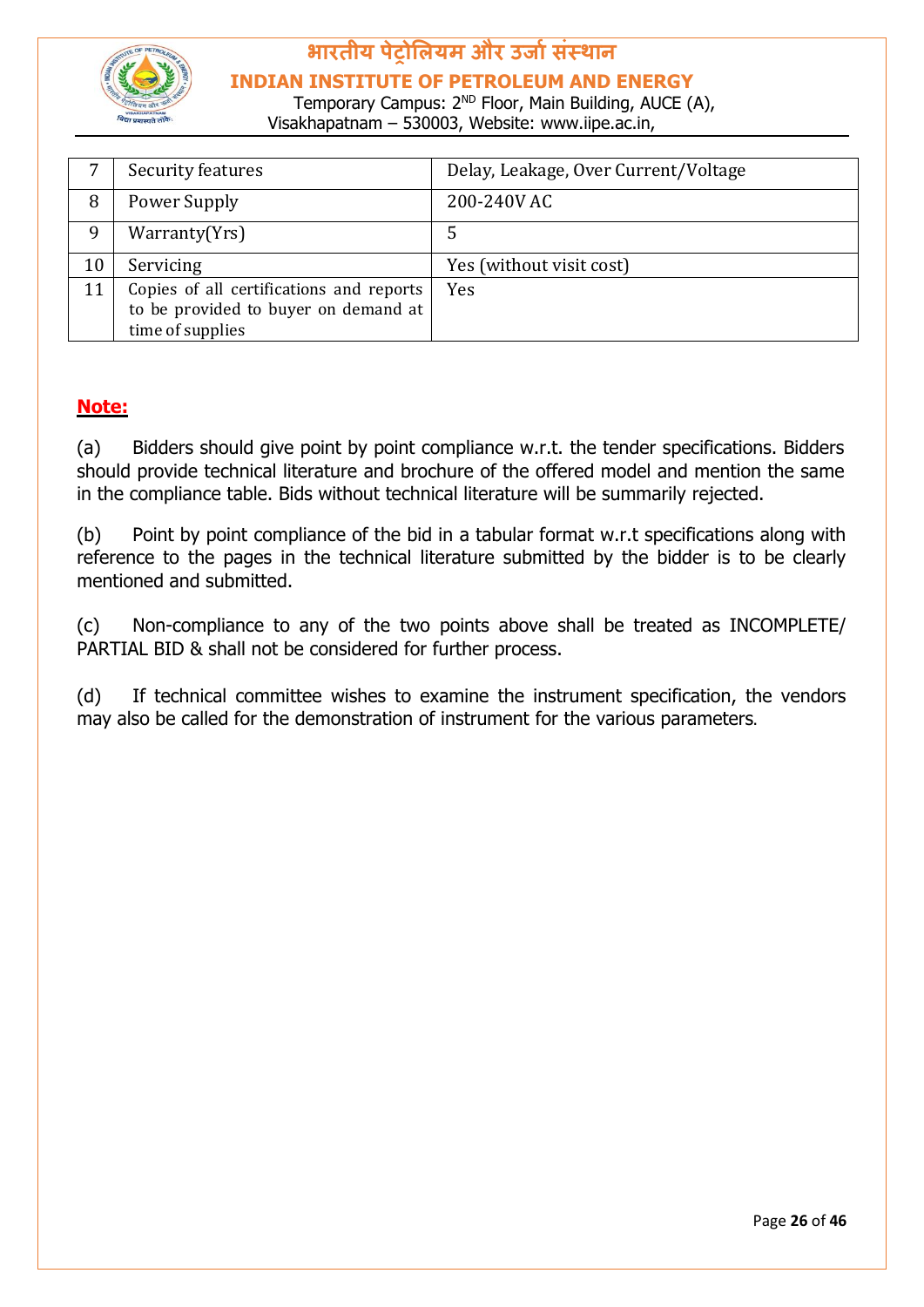| | | |
|---|---|---|
| 7 | Security features | Delay, Leakage, Over Current/Voltage |
| 8 | Power Supply | 200-240V AC |
| 9 | Warranty(Yrs) | 5 |
| 10 | Servicing | Yes (without visit cost) |
| 11 | Copies of all certifications and reports to be provided to buyer on demand at time of supplies | Yes |

**Note:**

(a) Bidders should give point by point compliance w.r.t. the tender specifications. Bidders should provide technical literature and brochure of the offered model and mention the same in the compliance table. Bids without technical literature will be summarily rejected.

(b) Point by point compliance of the bid in a tabular format w.r.t specifications along with reference to the pages in the technical literature submitted by the bidder is to be clearly mentioned and submitted.

(c) Non-compliance to any of the two points above shall be treated as INCOMPLETE/ PARTIAL BID & shall not be considered for further process.

(d) If technical committee wishes to examine the instrument specification, the vendors may also be called for the demonstration of instrument for the various parameters.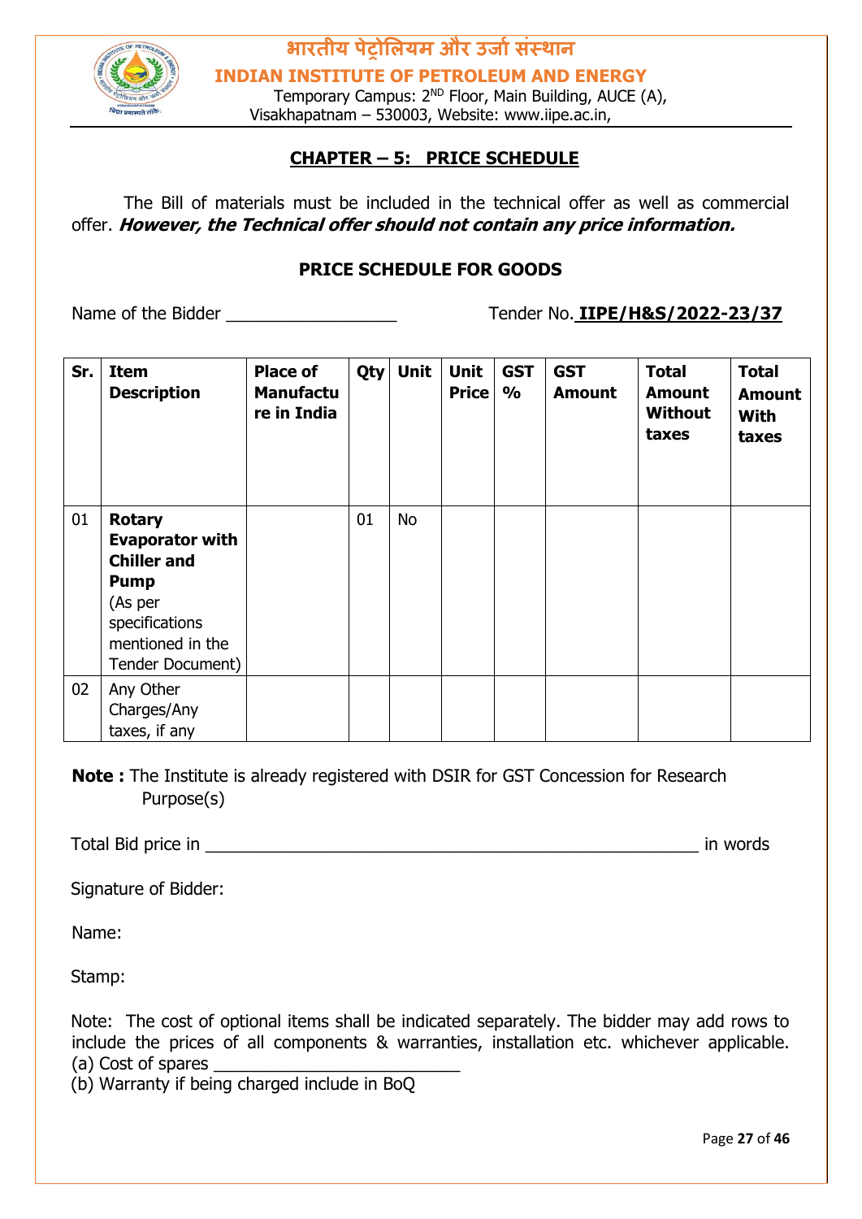# CHAPTER – 5: PRICE SCHEDULE

The Bill of materials must be included in the technical offer as well as commercial offer. ***However, the Technical offer should not contain any price information.***

## PRICE SCHEDULE FOR GOODS

Name of the Bidder __________________ Tender No. **IIPE/H&S/2022-23/37**

| Sr. | Item Description | Place of Manufacture in India | Qty | Unit | Unit Price | GST % | GST Amount | Total Amount Without taxes | Total Amount With taxes |
|---|---|---|---|---|---|---|---|---|---|
| 01 | **Rotary Evaporator with Chiller and Pump** (As per specifications mentioned in the Tender Document) | | 01 | No | | | | | |
| 02 | Any Other Charges/Any taxes, if any | | | | | | | | |

**Note :** The Institute is already registered with DSIR for GST Concession for Research Purpose(s)

Total Bid price in ______________________________________________________ in words

Signature of Bidder:

Name:

Stamp:

Note: The cost of optional items shall be indicated separately. The bidder may add rows to include the prices of all components & warranties, installation etc. whichever applicable.
(a) Cost of spares __________________________
(b) Warranty if being charged include in BoQ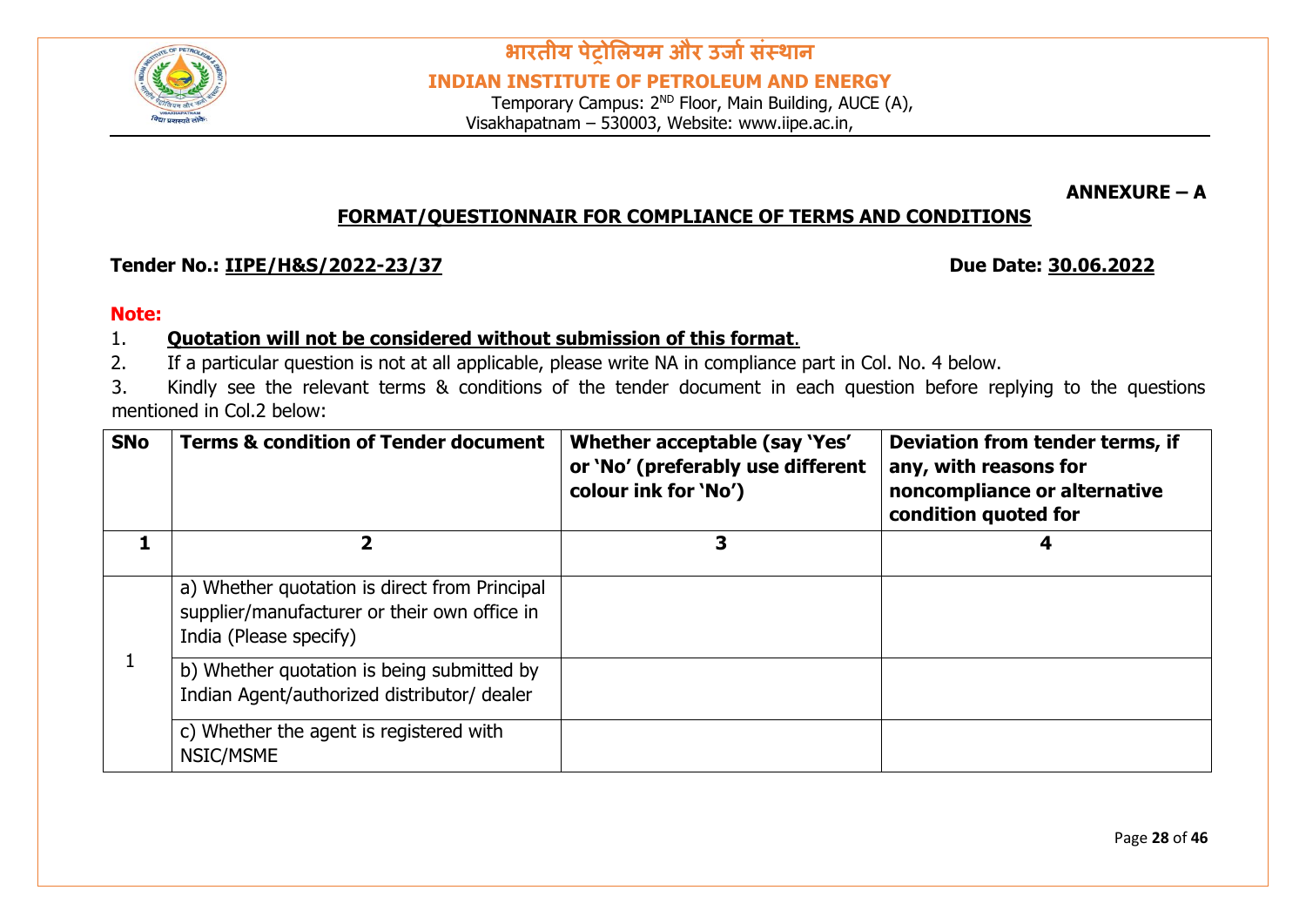भारतीय पेट्रोलियम और उर्जा संस्थान

**INDIAN INSTITUTE OF PETROLEUM AND ENERGY**

Temporary Campus: 2[ND] Floor, Main Building, AUCE (A), Visakhapatnam – 530003, Website: www.iipe.ac.in,

**ANNEXURE – A**

## FORMAT/QUESTIONNAIR FOR COMPLIANCE OF TERMS AND CONDITIONS

**Tender No.: IIPE/H&S/2022-23/37** **Due Date: 30.06.2022**

**Note:**

1. **Quotation will not be considered without submission of this format**.
2. If a particular question is not at all applicable, please write NA in compliance part in Col. No. 4 below.
3. Kindly see the relevant terms & conditions of the tender document in each question before replying to the questions mentioned in Col.2 below:

| SNo | Terms & condition of Tender document | Whether acceptable (say 'Yes' or 'No' (preferably use different colour ink for 'No') | Deviation from tender terms, if any, with reasons for noncompliance or alternative condition quoted for |
|---|---|---|---|
| **1** | **2** | **3** | **4** |
| 1 | a) Whether quotation is direct from Principal supplier/manufacturer or their own office in India (Please specify) | | |
| | b) Whether quotation is being submitted by Indian Agent/authorized distributor/ dealer | | |
| | c) Whether the agent is registered with NSIC/MSME | | |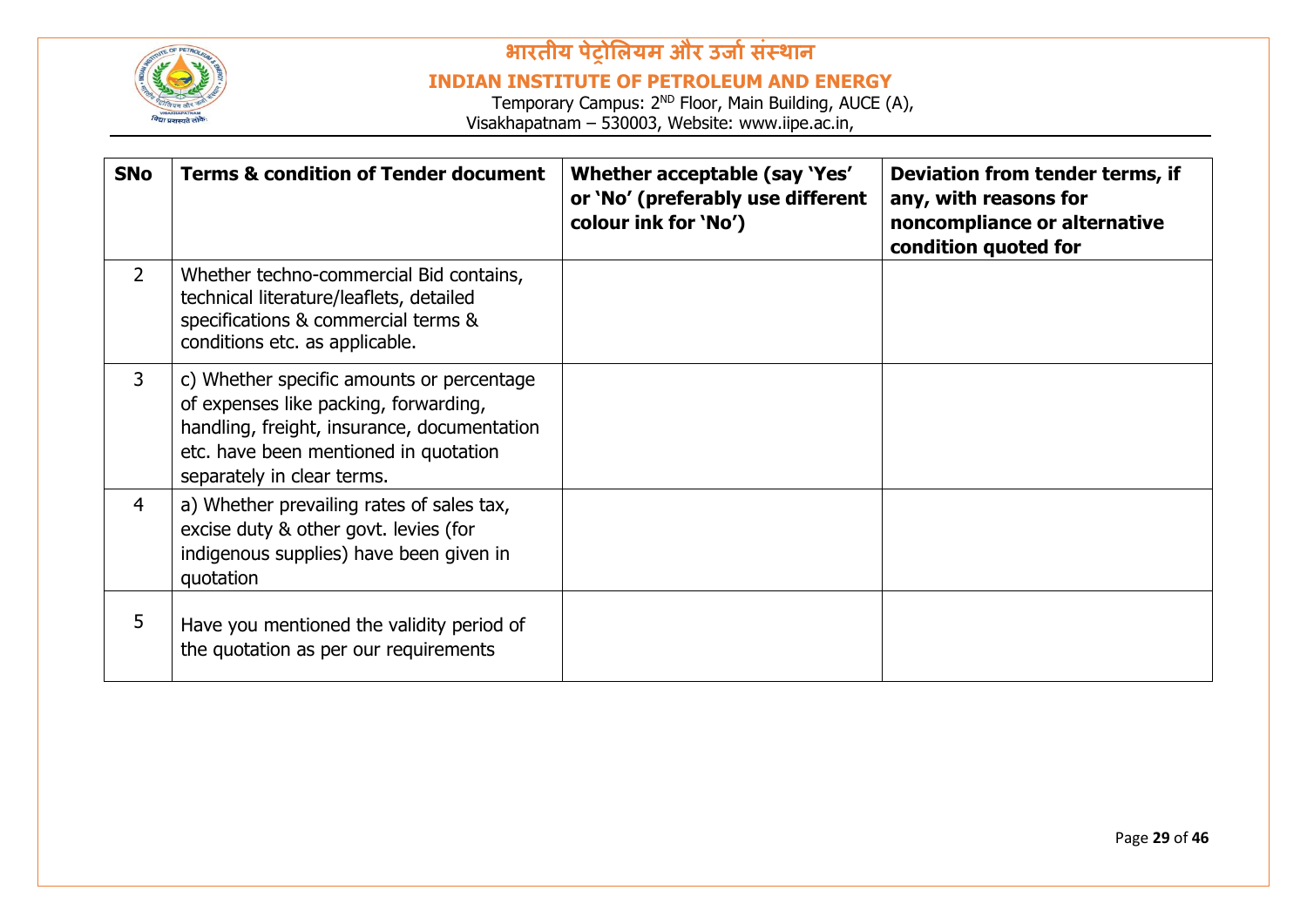| SNo | Terms & condition of Tender document | Whether acceptable (say 'Yes' or 'No' (preferably use different colour ink for 'No') | Deviation from tender terms, if any, with reasons for noncompliance or alternative condition quoted for |
|---|---|---|---|
| 2 | Whether techno-commercial Bid contains, technical literature/leaflets, detailed specifications & commercial terms & conditions etc. as applicable. | | |
| 3 | c) Whether specific amounts or percentage of expenses like packing, forwarding, handling, freight, insurance, documentation etc. have been mentioned in quotation separately in clear terms. | | |
| 4 | a) Whether prevailing rates of sales tax, excise duty & other govt. levies (for indigenous supplies) have been given in quotation | | |
| 5 | Have you mentioned the validity period of the quotation as per our requirements | | |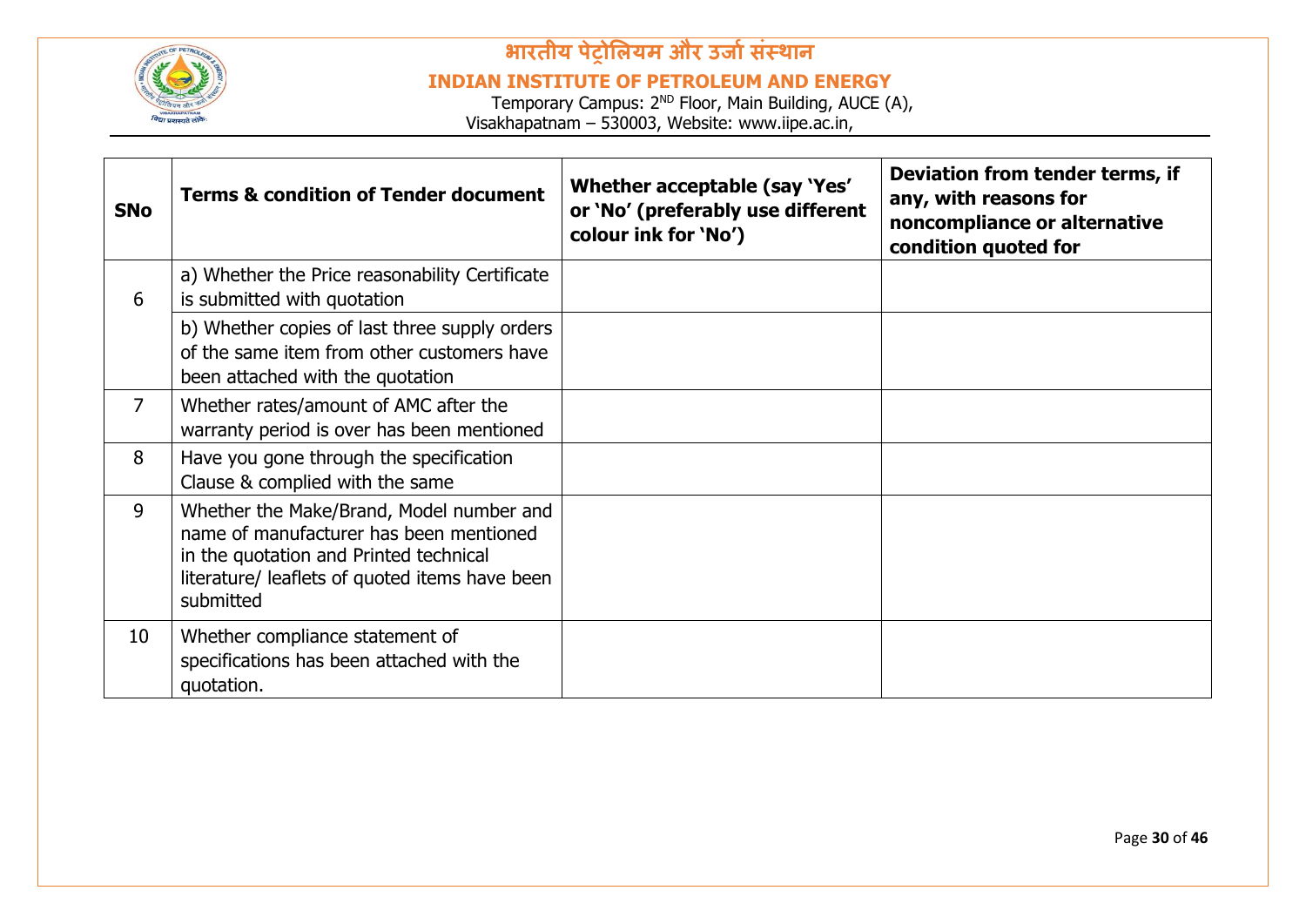| SNo | Terms & condition of Tender document | Whether acceptable (say 'Yes' or 'No' (preferably use different colour ink for 'No') | Deviation from tender terms, if any, with reasons for noncompliance or alternative condition quoted for |
|---|---|---|---|
| 6 | a) Whether the Price reasonability Certificate is submitted with quotation | | |
| | b) Whether copies of last three supply orders of the same item from other customers have been attached with the quotation | | |
| 7 | Whether rates/amount of AMC after the warranty period is over has been mentioned | | |
| 8 | Have you gone through the specification Clause & complied with the same | | |
| 9 | Whether the Make/Brand, Model number and name of manufacturer has been mentioned in the quotation and Printed technical literature/ leaflets of quoted items have been submitted | | |
| 10 | Whether compliance statement of specifications has been attached with the quotation. | | |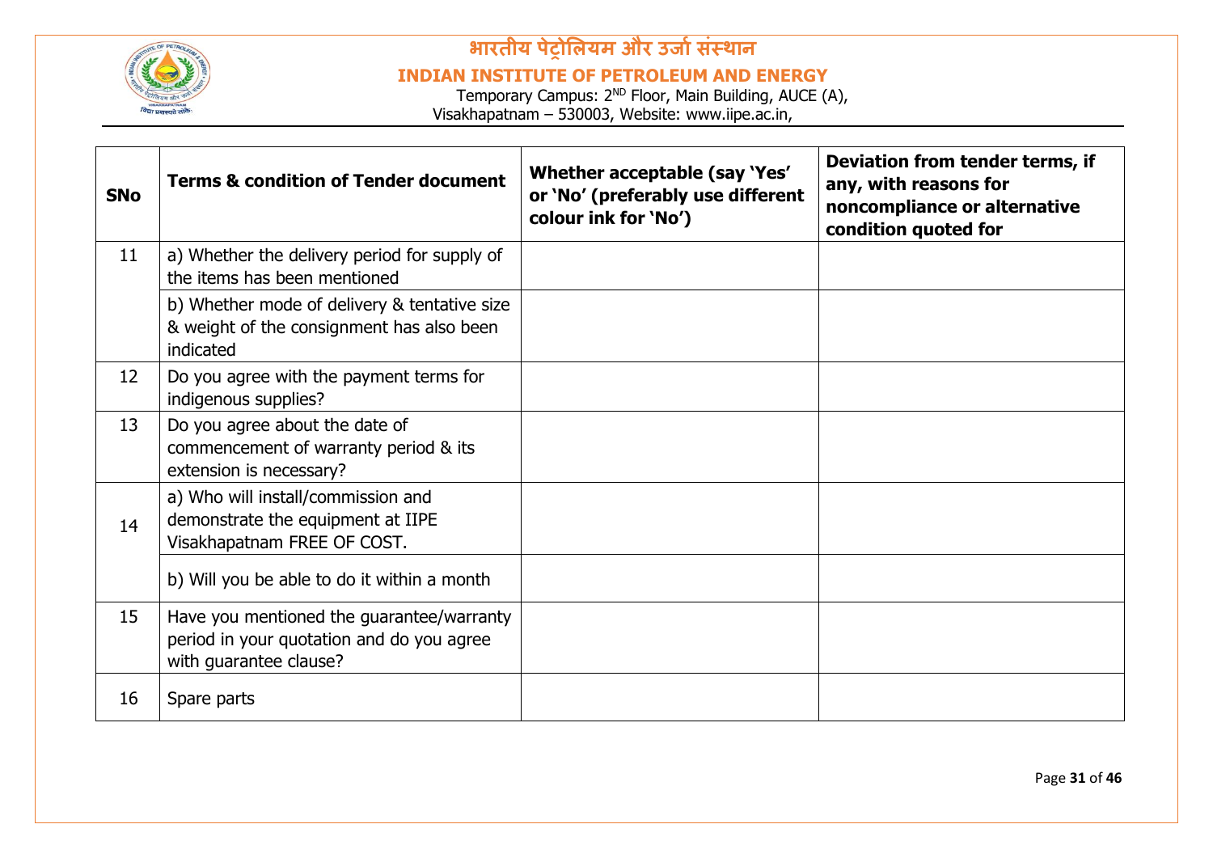| SNo | Terms & condition of Tender document | Whether acceptable (say 'Yes' or 'No' (preferably use different colour ink for 'No') | Deviation from tender terms, if any, with reasons for noncompliance or alternative condition quoted for |
|---|---|---|---|
| 11 | a) Whether the delivery period for supply of the items has been mentioned | | |
| | b) Whether mode of delivery & tentative size & weight of the consignment has also been indicated | | |
| 12 | Do you agree with the payment terms for indigenous supplies? | | |
| 13 | Do you agree about the date of commencement of warranty period & its extension is necessary? | | |
| 14 | a) Who will install/commission and demonstrate the equipment at IIPE Visakhapatnam FREE OF COST. | | |
| | b) Will you be able to do it within a month | | |
| 15 | Have you mentioned the guarantee/warranty period in your quotation and do you agree with guarantee clause? | | |
| 16 | Spare parts | | |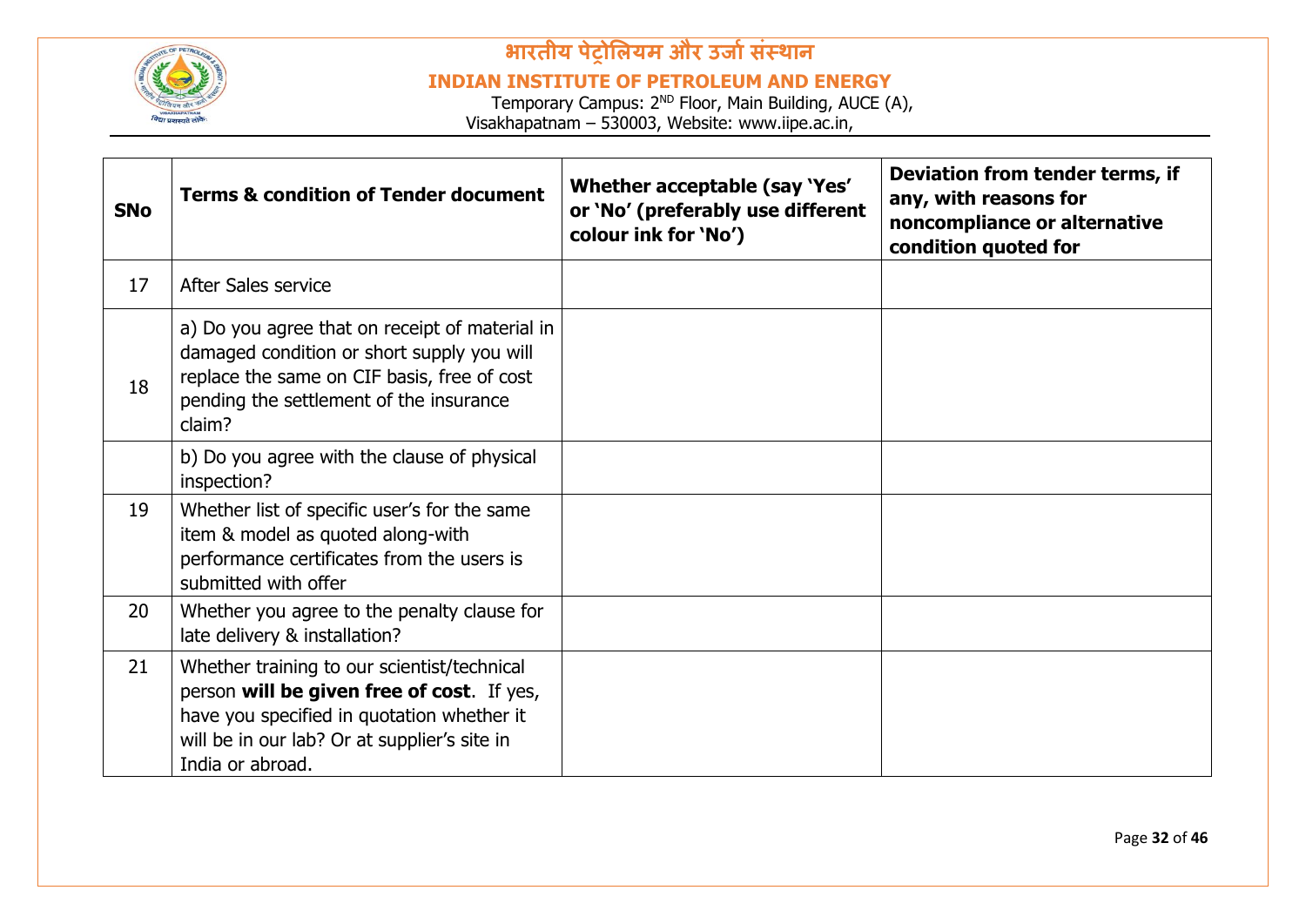| SNo | Terms & condition of Tender document | Whether acceptable (say 'Yes' or 'No' (preferably use different colour ink for 'No') | Deviation from tender terms, if any, with reasons for noncompliance or alternative condition quoted for |
|---|---|---|---|
| 17 | After Sales service | | |
| 18 | a) Do you agree that on receipt of material in damaged condition or short supply you will replace the same on CIF basis, free of cost pending the settlement of the insurance claim? | | |
| | b) Do you agree with the clause of physical inspection? | | |
| 19 | Whether list of specific user's for the same item & model as quoted along-with performance certificates from the users is submitted with offer | | |
| 20 | Whether you agree to the penalty clause for late delivery & installation? | | |
| 21 | Whether training to our scientist/technical person **will be given free of cost**. If yes, have you specified in quotation whether it will be in our lab? Or at supplier's site in India or abroad. | | |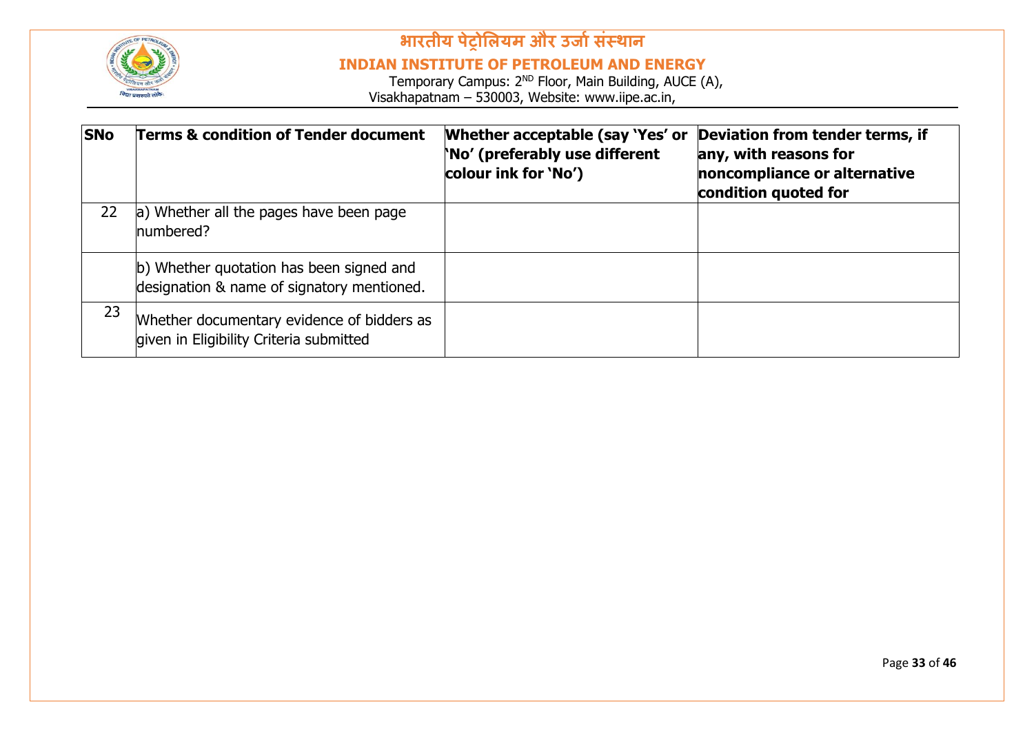| SNo | Terms & condition of Tender document | Whether acceptable (say 'Yes' or 'No' (preferably use different colour ink for 'No') | Deviation from tender terms, if any, with reasons for noncompliance or alternative condition quoted for |
|---|---|---|---|
| 22 | a) Whether all the pages have been page numbered? | | |
| | b) Whether quotation has been signed and designation & name of signatory mentioned. | | |
| 23 | Whether documentary evidence of bidders as given in Eligibility Criteria submitted | | |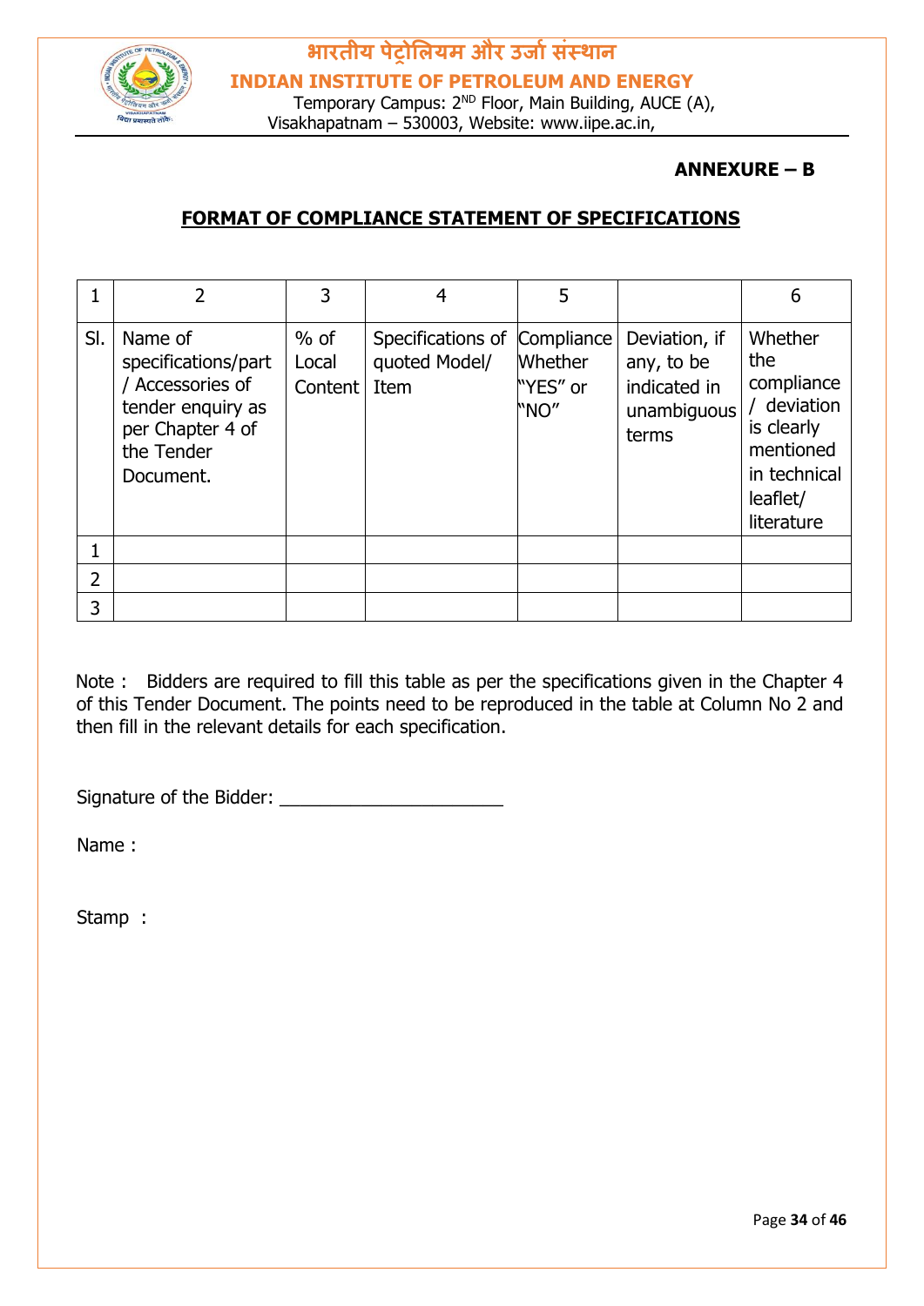**ANNEXURE – B**

## FORMAT OF COMPLIANCE STATEMENT OF SPECIFICATIONS

| 1 | 2 | 3 | 4 | 5 | | 6 |
|---|---|---|---|---|---|---|
| Sl. | Name of specifications/part / Accessories of tender enquiry as per Chapter 4 of the Tender Document. | % of Local Content | Specifications of quoted Model/ Item | Compliance Whether "YES" or "NO" | Deviation, if any, to be indicated in unambiguous terms | Whether the compliance / deviation is clearly mentioned in technical leaflet/ literature |
| 1 | | | | | | |
| 2 | | | | | | |
| 3 | | | | | | |

Note : Bidders are required to fill this table as per the specifications given in the Chapter 4 of this Tender Document. The points need to be reproduced in the table at Column No 2 and then fill in the relevant details for each specification.

Signature of the Bidder: ______________________

Name :

Stamp :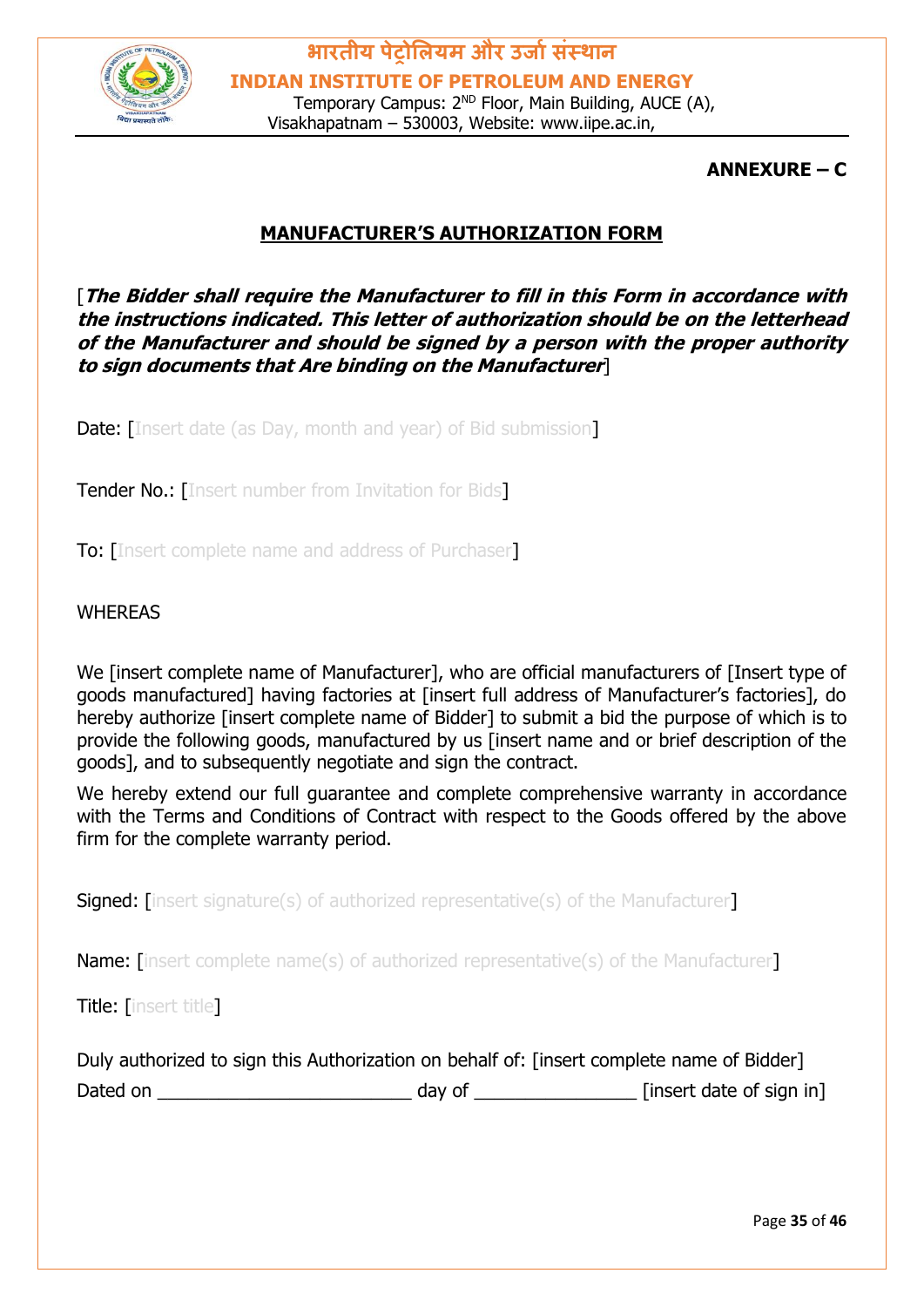# ANNEXURE – C

## MANUFACTURER'S AUTHORIZATION FORM

[***The Bidder shall require the Manufacturer to fill in this Form in accordance with the instructions indicated. This letter of authorization should be on the letterhead of the Manufacturer and should be signed by a person with the proper authority to sign documents that Are binding on the Manufacturer***]

Date: [Insert date (as Day, month and year) of Bid submission]

Tender No.: [Insert number from Invitation for Bids]

To: [Insert complete name and address of Purchaser]

WHEREAS

We [insert complete name of Manufacturer], who are official manufacturers of [Insert type of goods manufactured] having factories at [insert full address of Manufacturer's factories], do hereby authorize [insert complete name of Bidder] to submit a bid the purpose of which is to provide the following goods, manufactured by us [insert name and or brief description of the goods], and to subsequently negotiate and sign the contract.

We hereby extend our full guarantee and complete comprehensive warranty in accordance with the Terms and Conditions of Contract with respect to the Goods offered by the above firm for the complete warranty period.

Signed: [insert signature(s) of authorized representative(s) of the Manufacturer]

Name: [insert complete name(s) of authorized representative(s) of the Manufacturer]

Title: [insert title]

Duly authorized to sign this Authorization on behalf of: [insert complete name of Bidder]

Dated on ________________________ day of ______________ [insert date of sign in]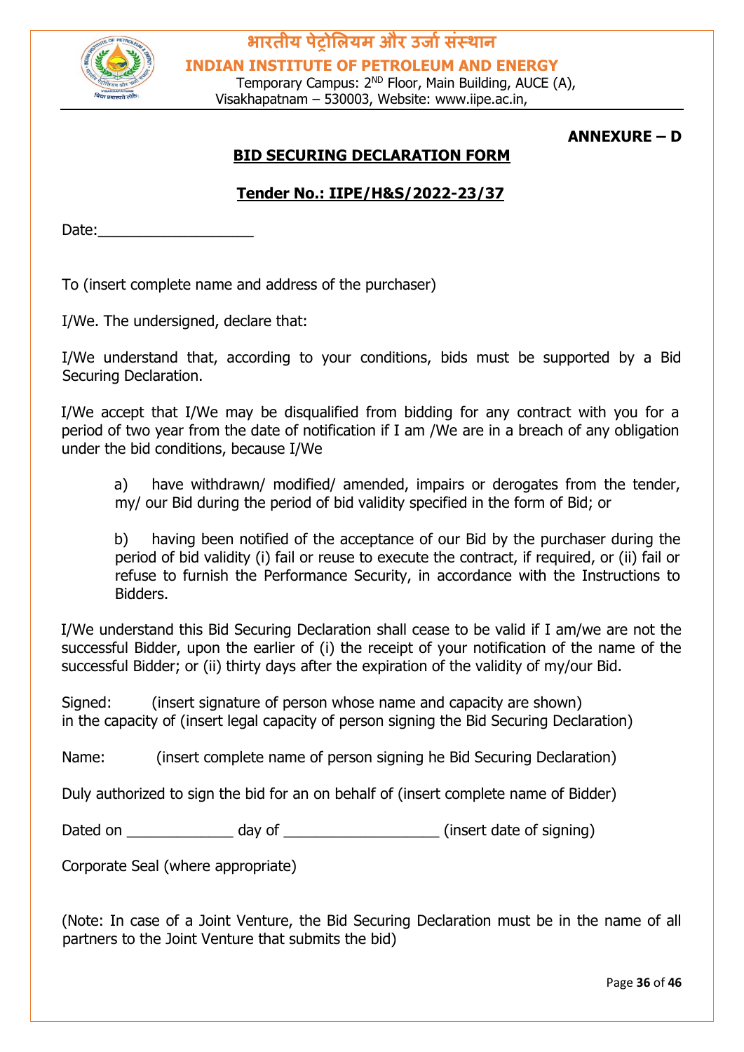**ANNEXURE – D**

## BID SECURING DECLARATION FORM

## Tender No.: IIPE/H&S/2022-23/37

Date:___________________

To (insert complete name and address of the purchaser)

I/We. The undersigned, declare that:

I/We understand that, according to your conditions, bids must be supported by a Bid Securing Declaration.

I/We accept that I/We may be disqualified from bidding for any contract with you for a period of two year from the date of notification if I am /We are in a breach of any obligation under the bid conditions, because I/We

a) have withdrawn/ modified/ amended, impairs or derogates from the tender, my/ our Bid during the period of bid validity specified in the form of Bid; or

b) having been notified of the acceptance of our Bid by the purchaser during the period of bid validity (i) fail or reuse to execute the contract, if required, or (ii) fail or refuse to furnish the Performance Security, in accordance with the Instructions to Bidders.

I/We understand this Bid Securing Declaration shall cease to be valid if I am/we are not the successful Bidder, upon the earlier of (i) the receipt of your notification of the name of the successful Bidder; or (ii) thirty days after the expiration of the validity of my/our Bid.

Signed: (insert signature of person whose name and capacity are shown)
in the capacity of (insert legal capacity of person signing the Bid Securing Declaration)

Name: (insert complete name of person signing he Bid Securing Declaration)

Duly authorized to sign the bid for an on behalf of (insert complete name of Bidder)

Dated on _____________ day of ___________________ (insert date of signing)

Corporate Seal (where appropriate)

(Note: In case of a Joint Venture, the Bid Securing Declaration must be in the name of all partners to the Joint Venture that submits the bid)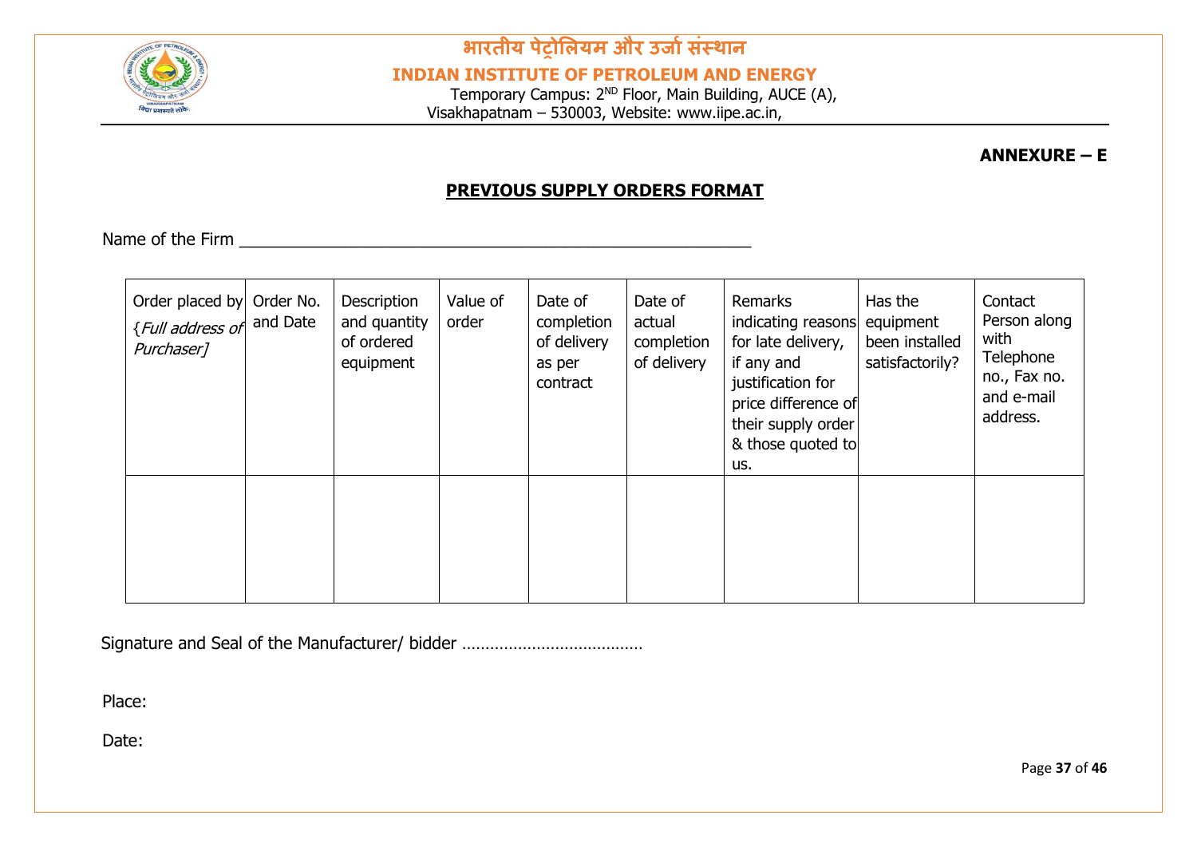**ANNEXURE – E**

## PREVIOUS SUPPLY ORDERS FORMAT

Name of the Firm ____________________________________________________

| Order placed by {*Full address of Purchaser]* | Order No. and Date | Description and quantity of ordered equipment | Value of order | Date of completion of delivery as per contract | Date of actual completion of delivery | Remarks indicating reasons for late delivery, if any and justification for price difference of their supply order & those quoted to us. | Has the equipment been installed satisfactorily? | Contact Person along with Telephone no., Fax no. and e-mail address. |
|---|---|---|---|---|---|---|---|---|
| | | | | | | | | |

Signature and Seal of the Manufacturer/ bidder …………………………………

Place:

Date: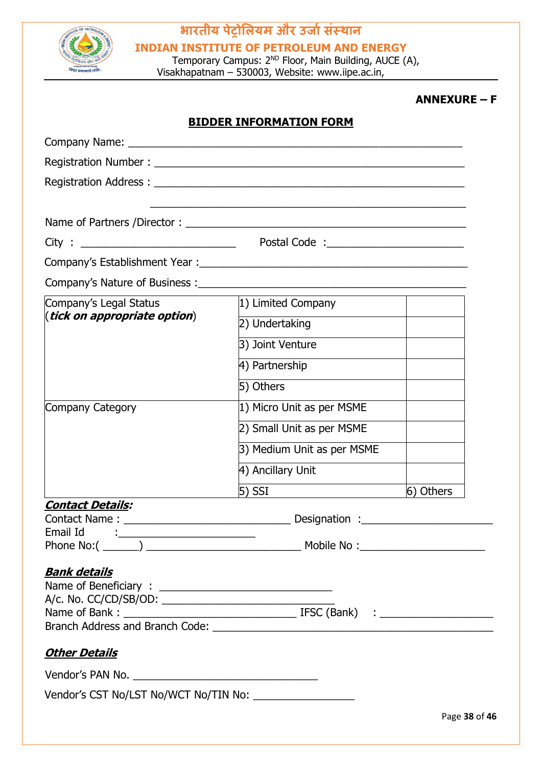भारतीय पेट्रोलियम और उर्जा संस्थान

**INDIAN INSTITUTE OF PETROLEUM AND ENERGY**

Temporary Campus: 2ND Floor, Main Building, AUCE (A), Visakhapatnam – 530003, Website: www.iipe.ac.in,

**ANNEXURE – F**

## BIDDER INFORMATION FORM

Company Name: ______________________________________________________

Registration Number : ______________________________________________________

Registration Address : ______________________________________________________

______________________________________________________

Name of Partners /Director : ______________________________________________

City : ____________________________ Postal Code :_______________________

Company's Establishment Year :_______________________________________________

Company's Nature of Business :_______________________________________________

| Company's Legal Status (*tick on appropriate option*) | 1) Limited Company | |
|---|---|---|
| | 2) Undertaking | |
| | 3) Joint Venture | |
| | 4) Partnership | |
| | 5) Others | |
| Company Category | 1) Micro Unit as per MSME | |
| | 2) Small Unit as per MSME | |
| | 3) Medium Unit as per MSME | |
| | 4) Ancillary Unit | |
| | 5) SSI | 6) Others |

***Contact Details:***

Contact Name : ____________________________ Designation :______________________

Email Id :______________________

Phone No:( ______) _________________________ Mobile No :_____________________

***Bank details***

Name of Beneficiary : _____________________________

A/c. No. CC/CD/SB/OD: _____________________________

Name of Bank : _____________________________ IFSC (Bank) : ___________________

Branch Address and Branch Code: _____________________________________________

***Other Details***

Vendor's PAN No. _______________________________

Vendor's CST No/LST No/WCT No/TIN No: _________________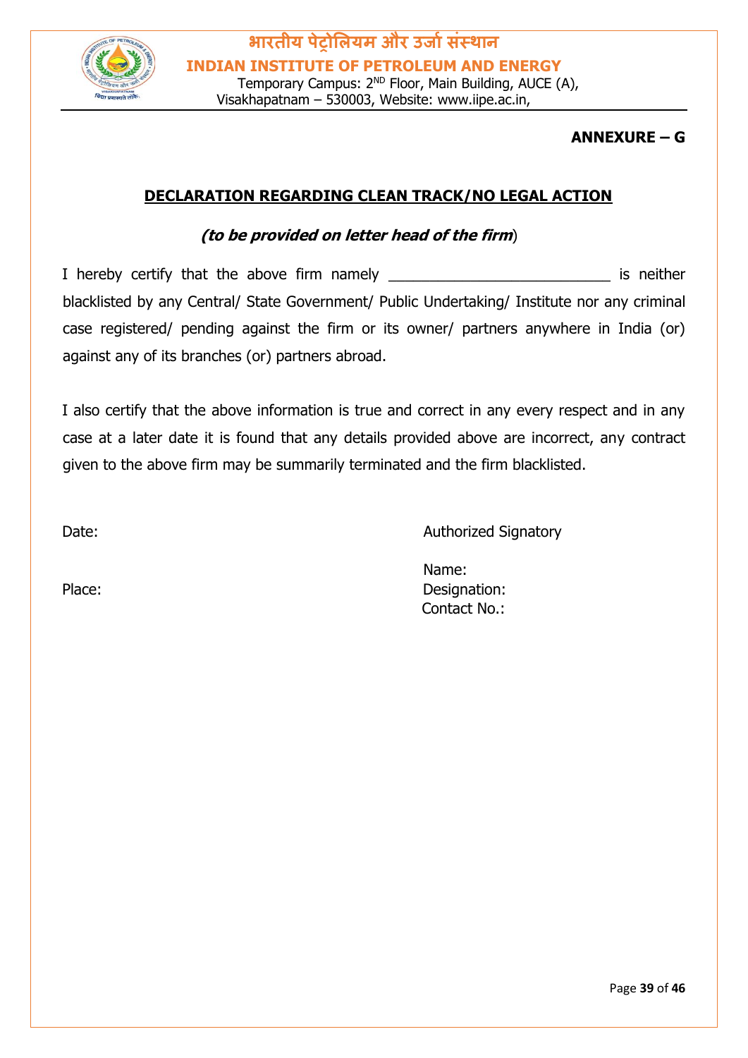भारतीय पेट्रोलियम और उर्जा संस्थान

**INDIAN INSTITUTE OF PETROLEUM AND ENERGY**

Temporary Campus: 2ND Floor, Main Building, AUCE (A), Visakhapatnam – 530003, Website: www.iipe.ac.in,

**ANNEXURE – G**

## DECLARATION REGARDING CLEAN TRACK/NO LEGAL ACTION

***(to be provided on letter head of the firm)***

I hereby certify that the above firm namely ___________________________ is neither blacklisted by any Central/ State Government/ Public Undertaking/ Institute nor any criminal case registered/ pending against the firm or its owner/ partners anywhere in India (or) against any of its branches (or) partners abroad.

I also certify that the above information is true and correct in any every respect and in any case at a later date it is found that any details provided above are incorrect, any contract given to the above firm may be summarily terminated and the firm blacklisted.

Date:

Place:

Authorized Signatory

Name:

Designation:

Contact No.: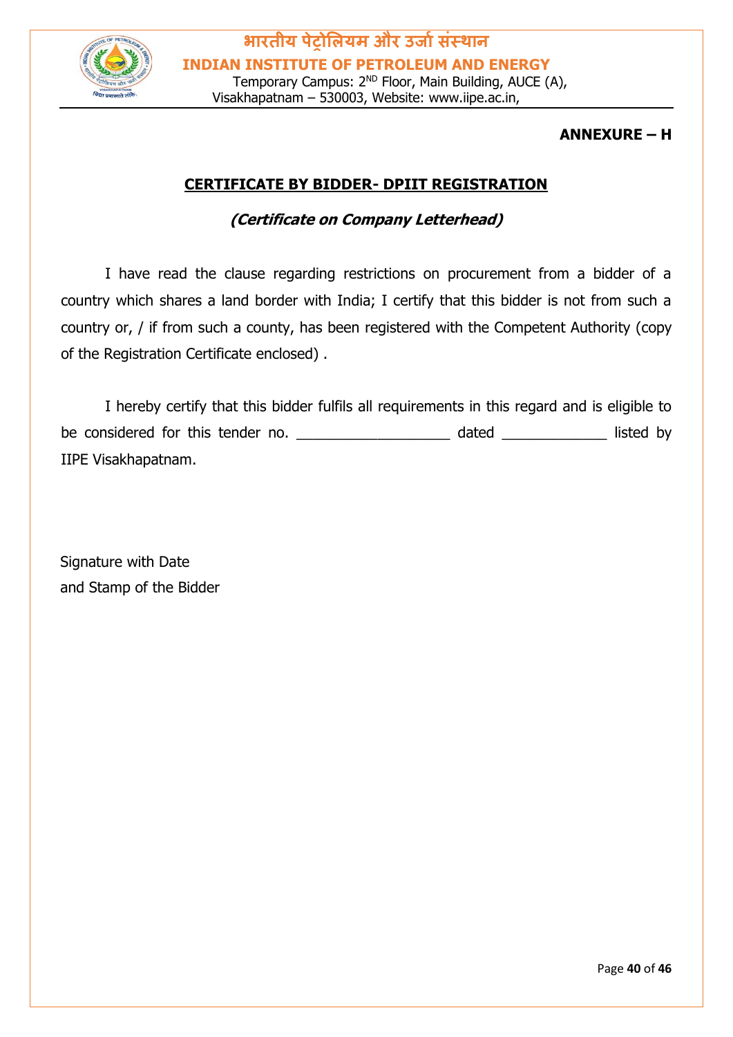**ANNEXURE – H**

## CERTIFICATE BY BIDDER- DPIIT REGISTRATION

***(Certificate on Company Letterhead)***

I have read the clause regarding restrictions on procurement from a bidder of a country which shares a land border with India; I certify that this bidder is not from such a country or, / if from such a county, has been registered with the Competent Authority (copy of the Registration Certificate enclosed) .

I hereby certify that this bidder fulfils all requirements in this regard and is eligible to be considered for this tender no. ___________________ dated _____________ listed by IIPE Visakhapatnam.

Signature with Date
and Stamp of the Bidder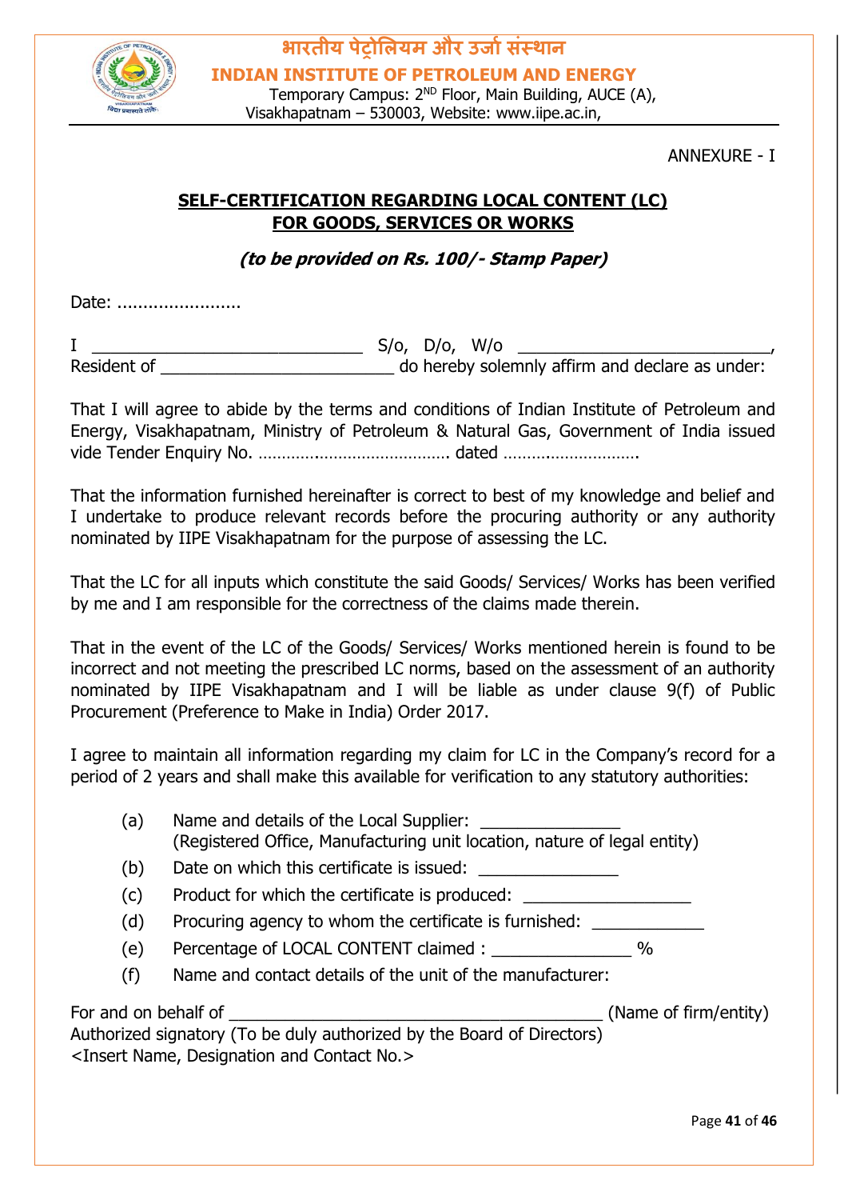ANNEXURE - I

## SELF-CERTIFICATION REGARDING LOCAL CONTENT (LC) FOR GOODS, SERVICES OR WORKS

***(to be provided on Rs. 100/- Stamp Paper)***

Date: ........................

I ____________________________ S/o, D/o, W/o __________________________, Resident of ________________________ do hereby solemnly affirm and declare as under:

That I will agree to abide by the terms and conditions of Indian Institute of Petroleum and Energy, Visakhapatnam, Ministry of Petroleum & Natural Gas, Government of India issued vide Tender Enquiry No. ……………………………………. dated ……………………….

That the information furnished hereinafter is correct to best of my knowledge and belief and I undertake to produce relevant records before the procuring authority or any authority nominated by IIPE Visakhapatnam for the purpose of assessing the LC.

That the LC for all inputs which constitute the said Goods/ Services/ Works has been verified by me and I am responsible for the correctness of the claims made therein.

That in the event of the LC of the Goods/ Services/ Works mentioned herein is found to be incorrect and not meeting the prescribed LC norms, based on the assessment of an authority nominated by IIPE Visakhapatnam and I will be liable as under clause 9(f) of Public Procurement (Preference to Make in India) Order 2017.

I agree to maintain all information regarding my claim for LC in the Company's record for a period of 2 years and shall make this available for verification to any statutory authorities:

(a) Name and details of the Local Supplier: _______________
(Registered Office, Manufacturing unit location, nature of legal entity)

(b) Date on which this certificate is issued: _______________

(c) Product for which the certificate is produced: __________________

(d) Procuring agency to whom the certificate is furnished: ____________

(e) Percentage of LOCAL CONTENT claimed : _______________ %

(f) Name and contact details of the unit of the manufacturer:

For and on behalf of ________________________________________ (Name of firm/entity)
Authorized signatory (To be duly authorized by the Board of Directors)
<Insert Name, Designation and Contact No.>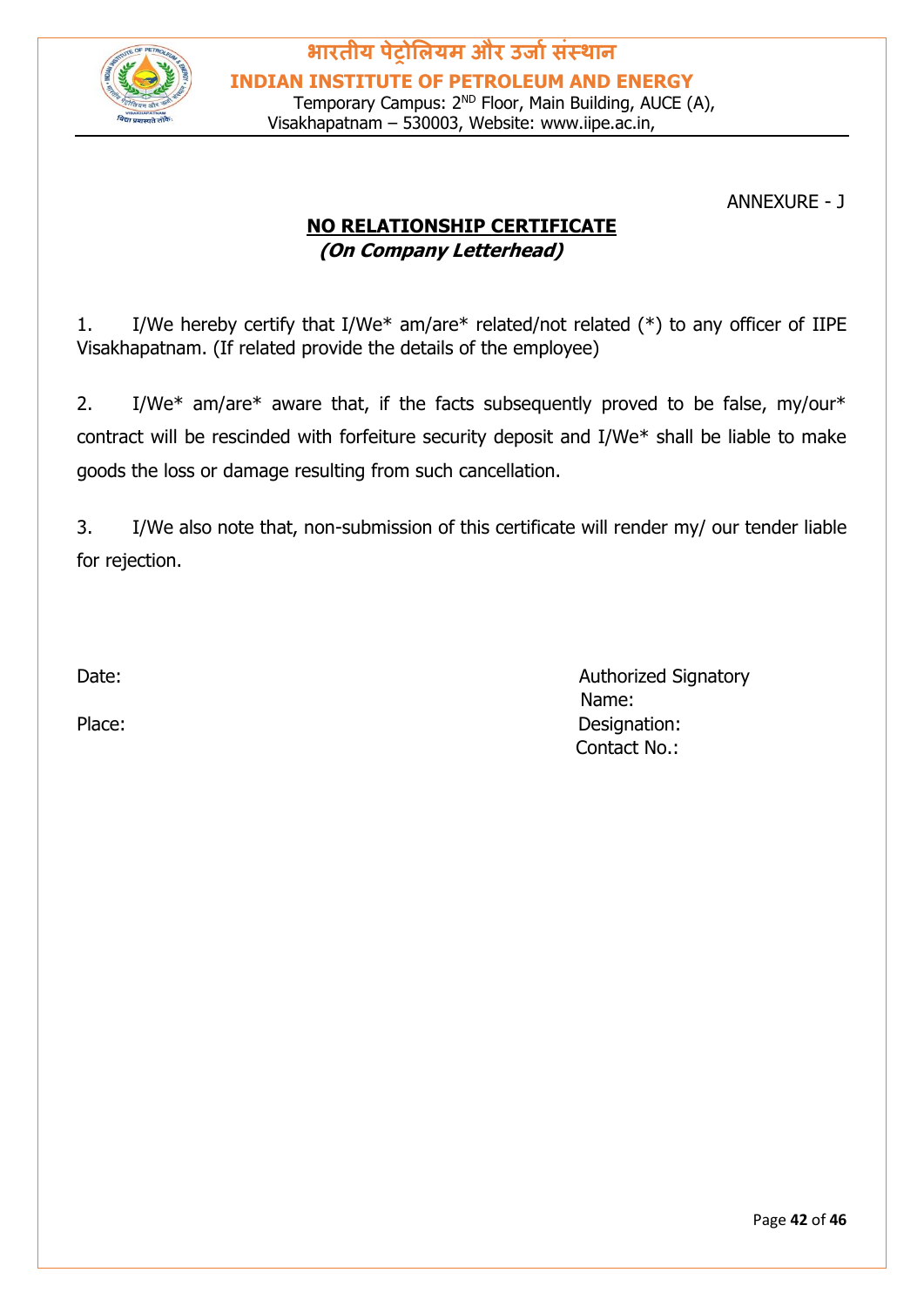ANNEXURE - J

## NO RELATIONSHIP CERTIFICATE

***(On Company Letterhead)***

1. I/We hereby certify that I/We* am/are* related/not related (*) to any officer of IIPE Visakhapatnam. (If related provide the details of the employee)

2. I/We* am/are* aware that, if the facts subsequently proved to be false, my/our* contract will be rescinded with forfeiture security deposit and I/We* shall be liable to make goods the loss or damage resulting from such cancellation.

3. I/We also note that, non-submission of this certificate will render my/ our tender liable for rejection.

Date:

Place:

Authorized Signatory
Name:
Designation:
Contact No.: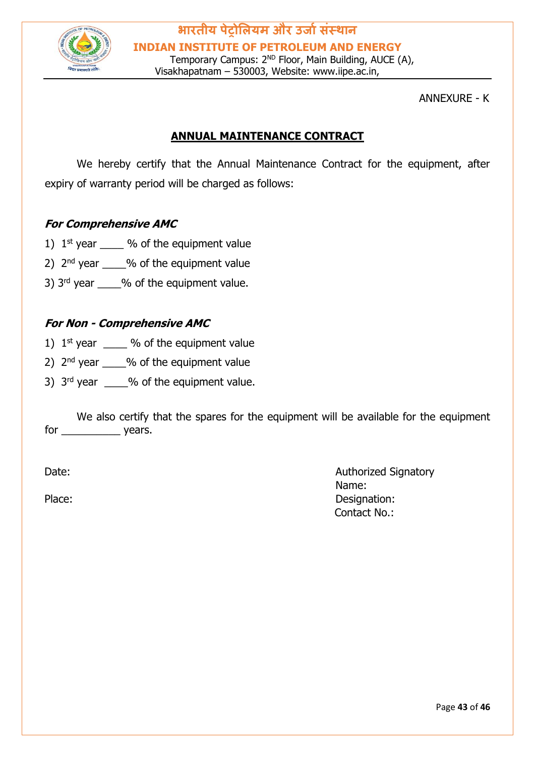ANNEXURE - K

## ANNUAL MAINTENANCE CONTRACT

We hereby certify that the Annual Maintenance Contract for the equipment, after expiry of warranty period will be charged as follows:

***For Comprehensive AMC***

1) 1st year ____ % of the equipment value
2) 2nd year ____% of the equipment value
3) 3rd year ____% of the equipment value.

***For Non - Comprehensive AMC***

1) 1st year ____ % of the equipment value
2) 2nd year ____% of the equipment value
3) 3rd year ____% of the equipment value.

We also certify that the spares for the equipment will be available for the equipment for __________ years.

Date:

Place:

Authorized Signatory
Name:
Designation:
Contact No.: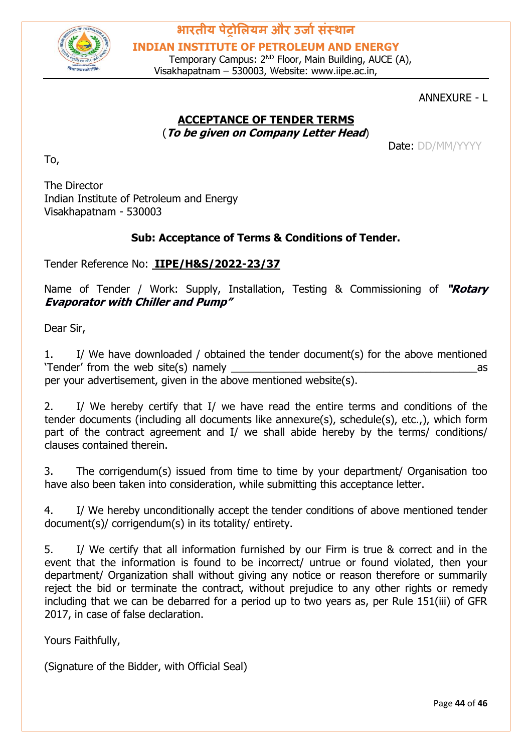भारतीय पेट्रोलियम और उर्जा संस्थान

**INDIAN INSTITUTE OF PETROLEUM AND ENERGY**

Temporary Campus: 2ND Floor, Main Building, AUCE (A), Visakhapatnam – 530003, Website: www.iipe.ac.in,

ANNEXURE - L

## ACCEPTANCE OF TENDER TERMS

(***To be given on Company Letter Head***)

Date: DD/MM/YYYY

To,

The Director
Indian Institute of Petroleum and Energy
Visakhapatnam - 530003

**Sub: Acceptance of Terms & Conditions of Tender.**

Tender Reference No: **IIPE/H&S/2022-23/37**

Name of Tender / Work: Supply, Installation, Testing & Commissioning of ***"Rotary Evaporator with Chiller and Pump"***

Dear Sir,

1. I/ We have downloaded / obtained the tender document(s) for the above mentioned 'Tender' from the web site(s) namely ________________________________________ as per your advertisement, given in the above mentioned website(s).

2. I/ We hereby certify that I/ we have read the entire terms and conditions of the tender documents (including all documents like annexure(s), schedule(s), etc.,), which form part of the contract agreement and I/ we shall abide hereby by the terms/ conditions/ clauses contained therein.

3. The corrigendum(s) issued from time to time by your department/ Organisation too have also been taken into consideration, while submitting this acceptance letter.

4. I/ We hereby unconditionally accept the tender conditions of above mentioned tender document(s)/ corrigendum(s) in its totality/ entirety.

5. I/ We certify that all information furnished by our Firm is true & correct and in the event that the information is found to be incorrect/ untrue or found violated, then your department/ Organization shall without giving any notice or reason therefore or summarily reject the bid or terminate the contract, without prejudice to any other rights or remedy including that we can be debarred for a period up to two years as, per Rule 151(iii) of GFR 2017, in case of false declaration.

Yours Faithfully,

(Signature of the Bidder, with Official Seal)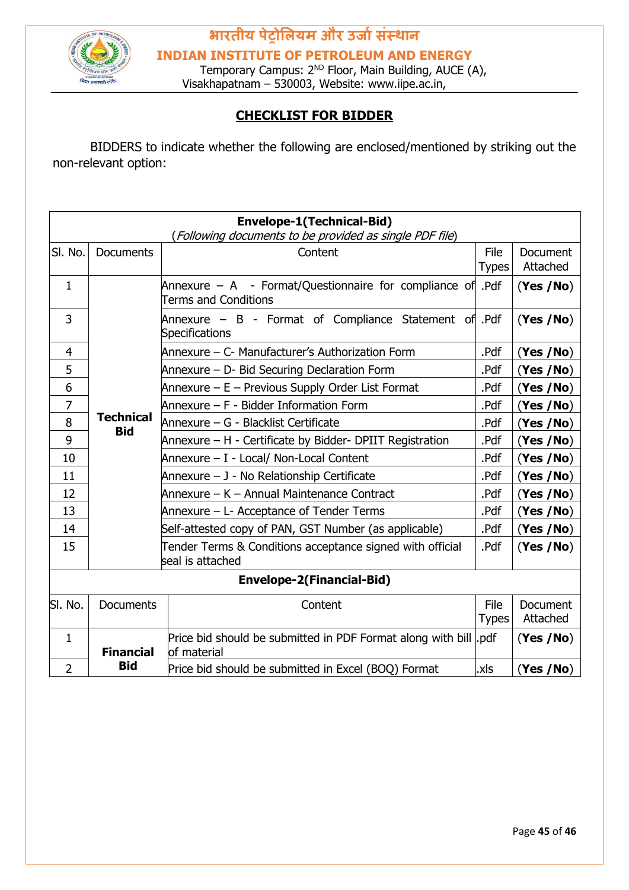भारतीय पेट्रोलियम और उर्जा संस्थान

**INDIAN INSTITUTE OF PETROLEUM AND ENERGY**

Temporary Campus: 2[ND] Floor, Main Building, AUCE (A), Visakhapatnam – 530003, Website: www.iipe.ac.in,

## CHECKLIST FOR BIDDER

BIDDERS to indicate whether the following are enclosed/mentioned by striking out the non-relevant option:

| **Envelope-1(Technical-Bid)** (*Following documents to be provided as single PDF file*) | | | | |
|---|---|---|---|---|
| Sl. No. | Documents | Content | File Types | Document Attached |
| 1 | **Technical Bid** | Annexure – A - Format/Questionnaire for compliance of Terms and Conditions | .Pdf | (**Yes /No**) |
| 3 | | Annexure – B - Format of Compliance Statement of Specifications | .Pdf | (**Yes /No**) |
| 4 | | Annexure – C- Manufacturer's Authorization Form | .Pdf | (**Yes /No**) |
| 5 | | Annexure – D- Bid Securing Declaration Form | .Pdf | (**Yes /No**) |
| 6 | | Annexure – E – Previous Supply Order List Format | .Pdf | (**Yes /No**) |
| 7 | | Annexure – F - Bidder Information Form | .Pdf | (**Yes /No**) |
| 8 | | Annexure – G - Blacklist Certificate | .Pdf | (**Yes /No**) |
| 9 | | Annexure – H - Certificate by Bidder- DPIIT Registration | .Pdf | (**Yes /No**) |
| 10 | | Annexure – I - Local/ Non-Local Content | .Pdf | (**Yes /No**) |
| 11 | | Annexure – J - No Relationship Certificate | .Pdf | (**Yes /No**) |
| 12 | | Annexure – K – Annual Maintenance Contract | .Pdf | (**Yes /No**) |
| 13 | | Annexure – L- Acceptance of Tender Terms | .Pdf | (**Yes /No**) |
| 14 | | Self-attested copy of PAN, GST Number (as applicable) | .Pdf | (**Yes /No**) |
| 15 | | Tender Terms & Conditions acceptance signed with official seal is attached | .Pdf | (**Yes /No**) |
| **Envelope-2(Financial-Bid)** | | | | |
| Sl. No. | Documents | Content | File Types | Document Attached |
| 1 | **Financial Bid** | Price bid should be submitted in PDF Format along with bill of material | .pdf | (**Yes /No**) |
| 2 | | Price bid should be submitted in Excel (BOQ) Format | .xls | (**Yes /No**) |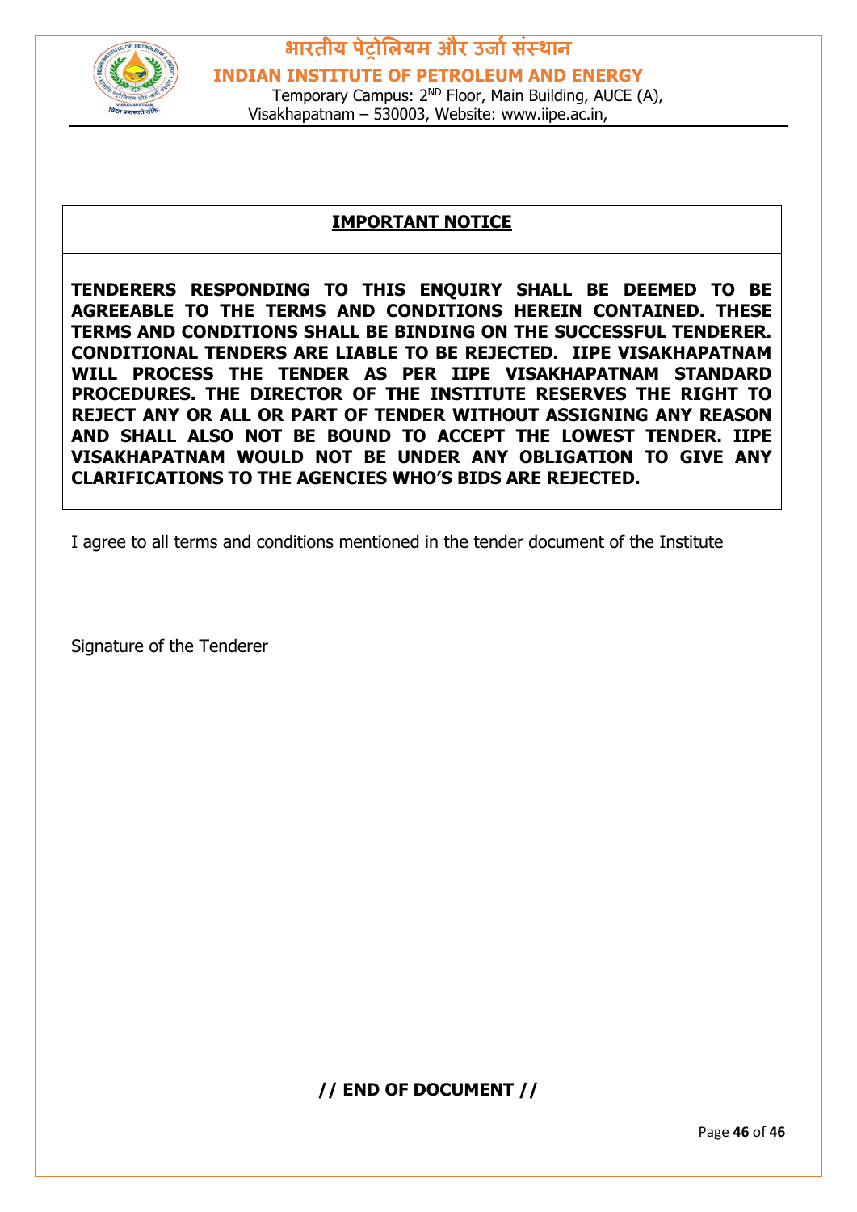## IMPORTANT NOTICE

**TENDERERS RESPONDING TO THIS ENQUIRY SHALL BE DEEMED TO BE AGREEABLE TO THE TERMS AND CONDITIONS HEREIN CONTAINED. THESE TERMS AND CONDITIONS SHALL BE BINDING ON THE SUCCESSFUL TENDERER. CONDITIONAL TENDERS ARE LIABLE TO BE REJECTED. IIPE VISAKHAPATNAM WILL PROCESS THE TENDER AS PER IIPE VISAKHAPATNAM STANDARD PROCEDURES. THE DIRECTOR OF THE INSTITUTE RESERVES THE RIGHT TO REJECT ANY OR ALL OR PART OF TENDER WITHOUT ASSIGNING ANY REASON AND SHALL ALSO NOT BE BOUND TO ACCEPT THE LOWEST TENDER. IIPE VISAKHAPATNAM WOULD NOT BE UNDER ANY OBLIGATION TO GIVE ANY CLARIFICATIONS TO THE AGENCIES WHO'S BIDS ARE REJECTED.**

I agree to all terms and conditions mentioned in the tender document of the Institute

Signature of the Tenderer

**// END OF DOCUMENT //**